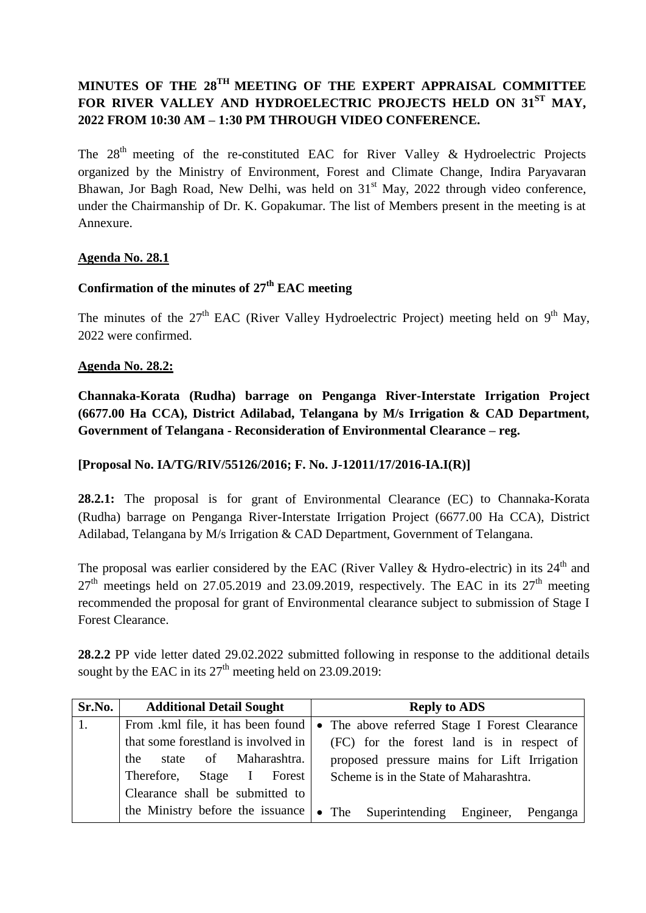**MINUTES OF THE 28TH MEETING OF THE EXPERT APPRAISAL COMMITTEE FOR RIVER VALLEY AND HYDROELECTRIC PROJECTS HELD ON 31ST MAY, 2022 FROM 10:30 AM – 1:30 PM THROUGH VIDEO CONFERENCE.**

The 28th meeting of the re-constituted EAC for River Valley & Hydroelectric Projects organized by the Ministry of Environment, Forest and Climate Change, Indira Paryavaran Bhawan, Jor Bagh Road, New Delhi, was held on 31st May, 2022 through video conference, under the Chairmanship of Dr. K. Gopakumar. The list of Members present in the meeting is at Annexure.

**Agenda No. 28.1**

**Confirmation of the minutes of 27th EAC meeting**

The minutes of the 27th EAC (River Valley Hydroelectric Project) meeting held on 9th May, 2022 were confirmed.

**Agenda No. 28.2:**

**Channaka-Korata (Rudha) barrage on Penganga River-Interstate Irrigation Project (6677.00 Ha CCA), District Adilabad, Telangana by M/s Irrigation & CAD Department, Government of Telangana - Reconsideration of Environmental Clearance – reg.**

**[Proposal No. IA/TG/RIV/55126/2016; F. No. J-12011/17/2016-IA.I(R)]**

**28.2.1:** The proposal is for grant of Environmental Clearance (EC) to Channaka-Korata (Rudha) barrage on Penganga River-Interstate Irrigation Project (6677.00 Ha CCA), District Adilabad, Telangana by M/s Irrigation & CAD Department, Government of Telangana.

The proposal was earlier considered by the EAC (River Valley & Hydro-electric) in its 24th and 27th meetings held on 27.05.2019 and 23.09.2019, respectively. The EAC in its 27th meeting recommended the proposal for grant of Environmental clearance subject to submission of Stage I Forest Clearance.

**28.2.2** PP vide letter dated 29.02.2022 submitted following in response to the additional details sought by the EAC in its 27th meeting held on 23.09.2019:

| Sr.No. | Additional Detail Sought | Reply to ADS |
|---|---|---|
| 1. | From .kml file, it has been found that some forestland is involved in the state of Maharashtra. Therefore, Stage I Forest Clearance shall be submitted to the Ministry before the issuance | • The above referred Stage I Forest Clearance (FC) for the forest land is in respect of proposed pressure mains for Lift Irrigation Scheme is in the State of Maharashtra.<br><br>• The Superintending Engineer, Penganga |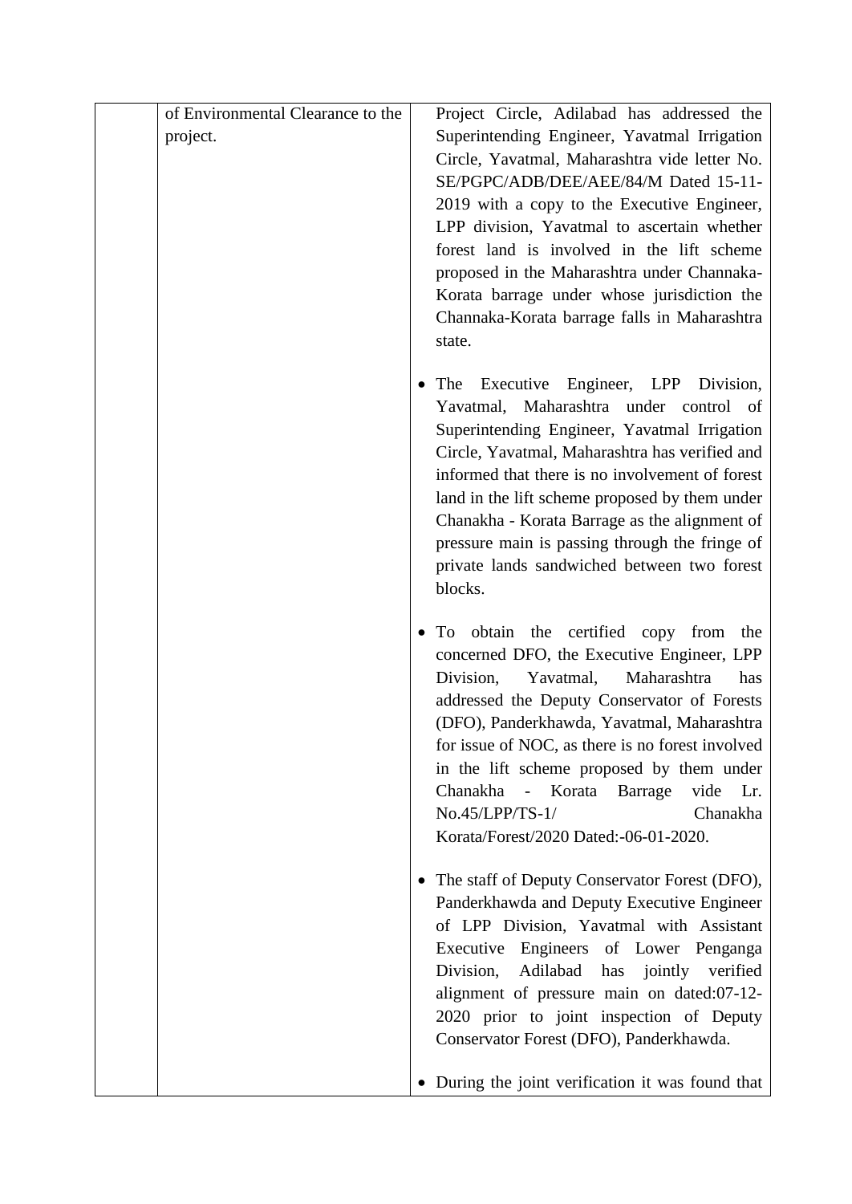|  |  |  |
|---|---|---|
|  | of Environmental Clearance to the project. | Project Circle, Adilabad has addressed the Superintending Engineer, Yavatmal Irrigation Circle, Yavatmal, Maharashtra vide letter No. SE/PGPC/ADB/DEE/AEE/84/M Dated 15-11-2019 with a copy to the Executive Engineer, LPP division, Yavatmal to ascertain whether forest land is involved in the lift scheme proposed in the Maharashtra under Channaka-Korata barrage under whose jurisdiction the Channaka-Korata barrage falls in Maharashtra state.<br><br>• The Executive Engineer, LPP Division, Yavatmal, Maharashtra under control of Superintending Engineer, Yavatmal Irrigation Circle, Yavatmal, Maharashtra has verified and informed that there is no involvement of forest land in the lift scheme proposed by them under Chanakha - Korata Barrage as the alignment of pressure main is passing through the fringe of private lands sandwiched between two forest blocks.<br><br>• To obtain the certified copy from the concerned DFO, the Executive Engineer, LPP Division, Yavatmal, Maharashtra has addressed the Deputy Conservator of Forests (DFO), Panderkhawda, Yavatmal, Maharashtra for issue of NOC, as there is no forest involved in the lift scheme proposed by them under Chanakha - Korata Barrage vide Lr. No.45/LPP/TS-1/ Chanakha Korata/Forest/2020 Dated:-06-01-2020.<br><br>• The staff of Deputy Conservator Forest (DFO), Panderkhawda and Deputy Executive Engineer of LPP Division, Yavatmal with Assistant Executive Engineers of Lower Penganga Division, Adilabad has jointly verified alignment of pressure main on dated:07-12-2020 prior to joint inspection of Deputy Conservator Forest (DFO), Panderkhawda.<br><br>• During the joint verification it was found that |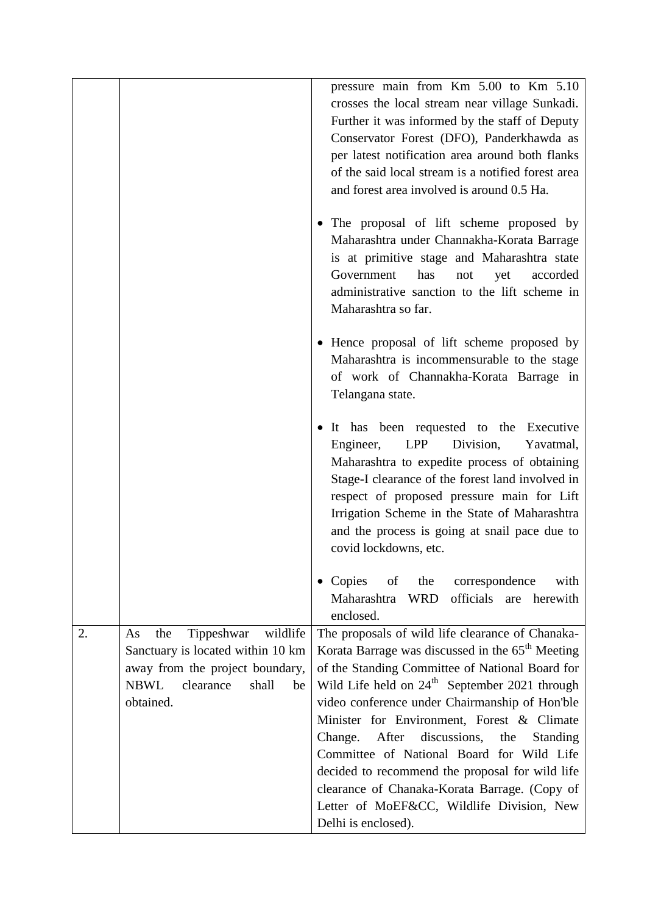| | | |
|---|---|---|
| | | pressure main from Km 5.00 to Km 5.10 crosses the local stream near village Sunkadi. Further it was informed by the staff of Deputy Conservator Forest (DFO), Panderkhawda as per latest notification area around both flanks of the said local stream is a notified forest area and forest area involved is around 0.5 Ha.<br><br>• The proposal of lift scheme proposed by Maharashtra under Channakha-Korata Barrage is at primitive stage and Maharashtra state Government has not yet accorded administrative sanction to the lift scheme in Maharashtra so far.<br><br>• Hence proposal of lift scheme proposed by Maharashtra is incommensurable to the stage of work of Channakha-Korata Barrage in Telangana state.<br><br>• It has been requested to the Executive Engineer, LPP Division, Yavatmal, Maharashtra to expedite process of obtaining Stage-I clearance of the forest land involved in respect of proposed pressure main for Lift Irrigation Scheme in the State of Maharashtra and the process is going at snail pace due to covid lockdowns, etc.<br><br>• Copies of the correspondence with Maharashtra WRD officials are herewith enclosed. |
| 2. | As the Tippeshwar wildlife Sanctuary is located within 10 km away from the project boundary, NBWL clearance shall be obtained. | The proposals of wild life clearance of Chanaka-Korata Barrage was discussed in the 65th Meeting of the Standing Committee of National Board for Wild Life held on 24th September 2021 through video conference under Chairmanship of Hon'ble Minister for Environment, Forest & Climate Change. After discussions, the Standing Committee of National Board for Wild Life decided to recommend the proposal for wild life clearance of Chanaka-Korata Barrage. (Copy of Letter of MoEF&CC, Wildlife Division, New Delhi is enclosed). |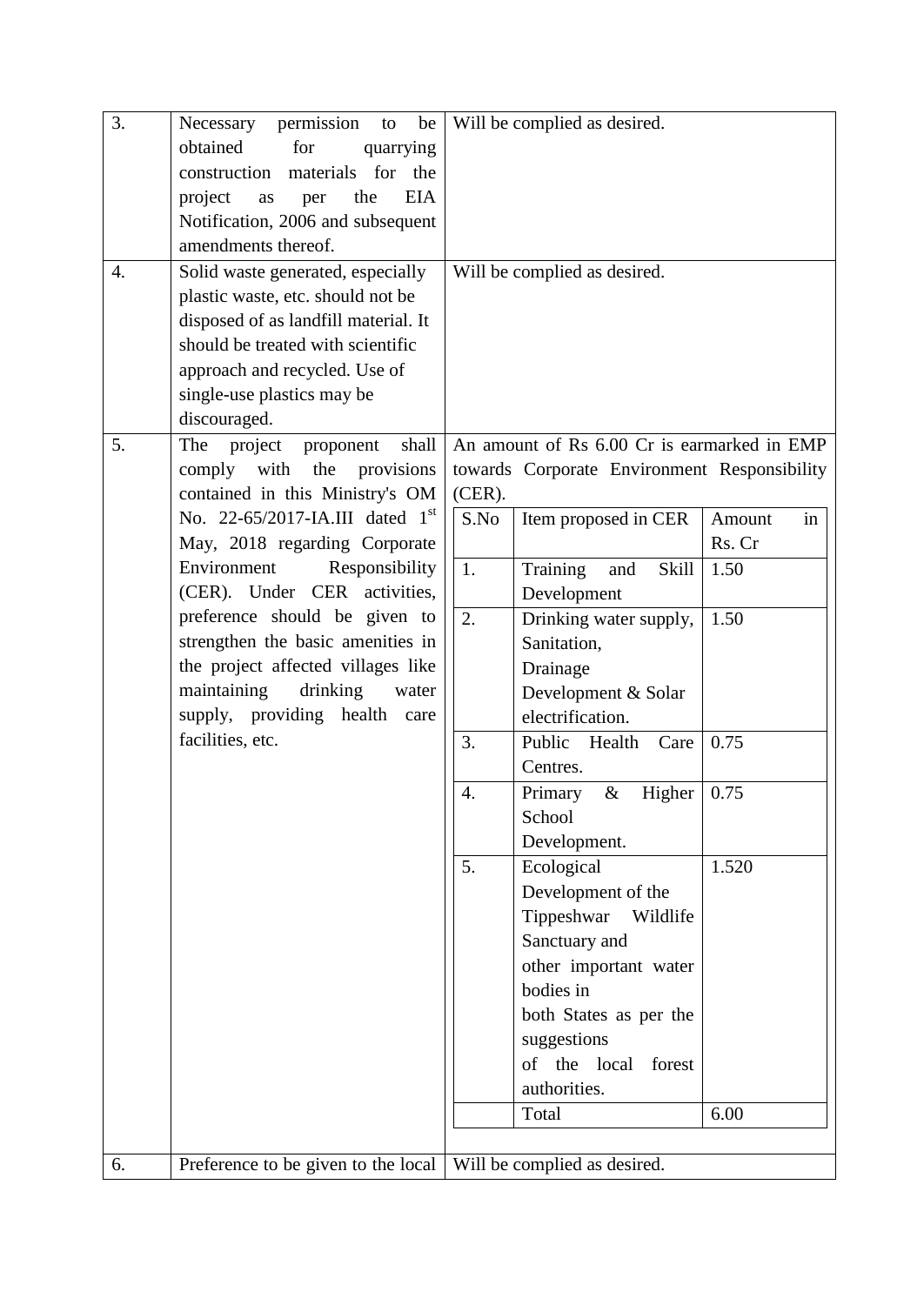| | | |
|---|---|---|
| 3. | Necessary permission to be obtained for quarrying construction materials for the project as per the EIA Notification, 2006 and subsequent amendments thereof. | Will be complied as desired. |
| 4. | Solid waste generated, especially plastic waste, etc. should not be disposed of as landfill material. It should be treated with scientific approach and recycled. Use of single-use plastics may be discouraged. | Will be complied as desired. |
| 5. | The project proponent shall comply with the provisions contained in this Ministry's OM No. 22-65/2017-IA.III dated 1st May, 2018 regarding Corporate Environment Responsibility (CER). Under CER activities, preference should be given to strengthen the basic amenities in the project affected villages like maintaining drinking water supply, providing health care facilities, etc. | An amount of Rs 6.00 Cr is earmarked in EMP towards Corporate Environment Responsibility (CER). (see table below) |
| 6. | Preference to be given to the local | Will be complied as desired. |

| S.No | Item proposed in CER | Amount in Rs. Cr |
|---|---|---|
| 1. | Training and Skill Development | 1.50 |
| 2. | Drinking water supply, Sanitation, Drainage Development & Solar electrification. | 1.50 |
| 3. | Public Health Care Centres. | 0.75 |
| 4. | Primary & Higher School Development. | 0.75 |
| 5. | Ecological Development of the Tippeshwar Wildlife Sanctuary and other important water bodies in both States as per the suggestions of the local forest authorities. | 1.520 |
| | Total | 6.00 |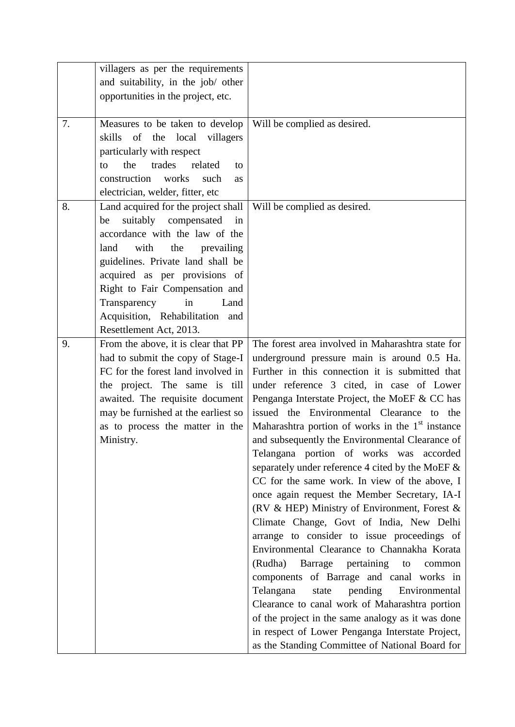| | | |
|---|---|---|
| | villagers as per the requirements and suitability, in the job/ other opportunities in the project, etc. | |
| 7. | Measures to be taken to develop skills of the local villagers particularly with respect to the trades related to construction works such as electrician, welder, fitter, etc | Will be complied as desired. |
| 8. | Land acquired for the project shall be suitably compensated in accordance with the law of the land with the prevailing guidelines. Private land shall be acquired as per provisions of Right to Fair Compensation and Transparency in Land Acquisition, Rehabilitation and Resettlement Act, 2013. | Will be complied as desired. |
| 9. | From the above, it is clear that PP had to submit the copy of Stage-I FC for the forest land involved in the project. The same is till awaited. The requisite document may be furnished at the earliest so as to process the matter in the Ministry. | The forest area involved in Maharashtra state for underground pressure main is around 0.5 Ha. Further in this connection it is submitted that under reference 3 cited, in case of Lower Penganga Interstate Project, the MoEF & CC has issued the Environmental Clearance to the Maharashtra portion of works in the 1st instance and subsequently the Environmental Clearance of Telangana portion of works was accorded separately under reference 4 cited by the MoEF & CC for the same work. In view of the above, I once again request the Member Secretary, IA-I (RV & HEP) Ministry of Environment, Forest & Climate Change, Govt of India, New Delhi arrange to consider to issue proceedings of Environmental Clearance to Channakha Korata (Rudha) Barrage pertaining to common components of Barrage and canal works in Telangana state pending Environmental Clearance to canal work of Maharashtra portion of the project in the same analogy as it was done in respect of Lower Penganga Interstate Project, as the Standing Committee of National Board for |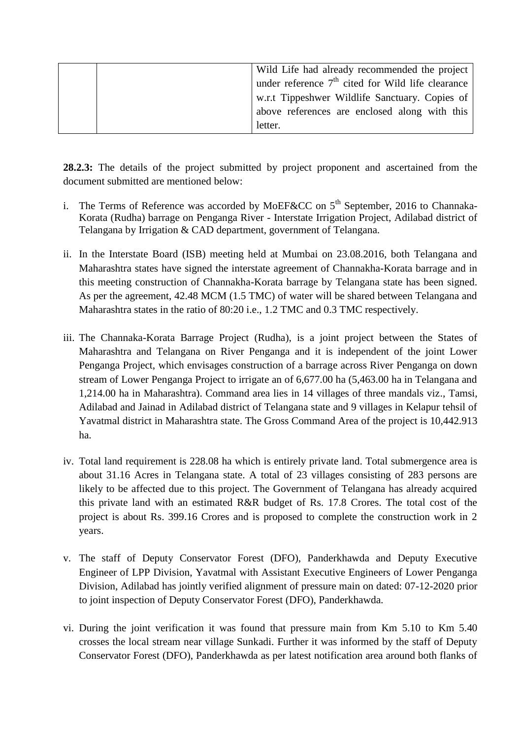|  |  | Wild Life had already recommended the project under reference 7th cited for Wild life clearance w.r.t Tippeshwer Wildlife Sanctuary. Copies of above references are enclosed along with this letter. |
|---|---|---|

**28.2.3:** The details of the project submitted by project proponent and ascertained from the document submitted are mentioned below:

i. The Terms of Reference was accorded by MoEF&CC on 5th September, 2016 to Channaka-Korata (Rudha) barrage on Penganga River - Interstate Irrigation Project, Adilabad district of Telangana by Irrigation & CAD department, government of Telangana.

ii. In the Interstate Board (ISB) meeting held at Mumbai on 23.08.2016, both Telangana and Maharashtra states have signed the interstate agreement of Channakha-Korata barrage and in this meeting construction of Channakha-Korata barrage by Telangana state has been signed. As per the agreement, 42.48 MCM (1.5 TMC) of water will be shared between Telangana and Maharashtra states in the ratio of 80:20 i.e., 1.2 TMC and 0.3 TMC respectively.

iii. The Channaka-Korata Barrage Project (Rudha), is a joint project between the States of Maharashtra and Telangana on River Penganga and it is independent of the joint Lower Penganga Project, which envisages construction of a barrage across River Penganga on down stream of Lower Penganga Project to irrigate an of 6,677.00 ha (5,463.00 ha in Telangana and 1,214.00 ha in Maharashtra). Command area lies in 14 villages of three mandals viz., Tamsi, Adilabad and Jainad in Adilabad district of Telangana state and 9 villages in Kelapur tehsil of Yavatmal district in Maharashtra state. The Gross Command Area of the project is 10,442.913 ha.

iv. Total land requirement is 228.08 ha which is entirely private land. Total submergence area is about 31.16 Acres in Telangana state. A total of 23 villages consisting of 283 persons are likely to be affected due to this project. The Government of Telangana has already acquired this private land with an estimated R&R budget of Rs. 17.8 Crores. The total cost of the project is about Rs. 399.16 Crores and is proposed to complete the construction work in 2 years.

v. The staff of Deputy Conservator Forest (DFO), Panderkhawda and Deputy Executive Engineer of LPP Division, Yavatmal with Assistant Executive Engineers of Lower Penganga Division, Adilabad has jointly verified alignment of pressure main on dated: 07-12-2020 prior to joint inspection of Deputy Conservator Forest (DFO), Panderkhawda.

vi. During the joint verification it was found that pressure main from Km 5.10 to Km 5.40 crosses the local stream near village Sunkadi. Further it was informed by the staff of Deputy Conservator Forest (DFO), Panderkhawda as per latest notification area around both flanks of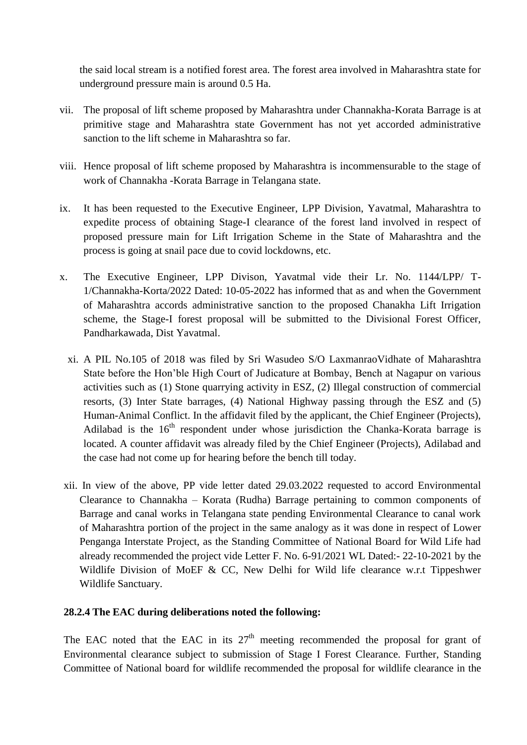the said local stream is a notified forest area. The forest area involved in Maharashtra state for underground pressure main is around 0.5 Ha.

vii. The proposal of lift scheme proposed by Maharashtra under Channakha-Korata Barrage is at primitive stage and Maharashtra state Government has not yet accorded administrative sanction to the lift scheme in Maharashtra so far.

viii. Hence proposal of lift scheme proposed by Maharashtra is incommensurable to the stage of work of Channakha -Korata Barrage in Telangana state.

ix. It has been requested to the Executive Engineer, LPP Division, Yavatmal, Maharashtra to expedite process of obtaining Stage-I clearance of the forest land involved in respect of proposed pressure main for Lift Irrigation Scheme in the State of Maharashtra and the process is going at snail pace due to covid lockdowns, etc.

x. The Executive Engineer, LPP Divison, Yavatmal vide their Lr. No. 1144/LPP/ T-1/Channakha-Korta/2022 Dated: 10-05-2022 has informed that as and when the Government of Maharashtra accords administrative sanction to the proposed Chanakha Lift Irrigation scheme, the Stage-I forest proposal will be submitted to the Divisional Forest Officer, Pandharkawada, Dist Yavatmal.

xi. A PIL No.105 of 2018 was filed by Sri Wasudeo S/O LaxmanraoVidhate of Maharashtra State before the Hon'ble High Court of Judicature at Bombay, Bench at Nagapur on various activities such as (1) Stone quarrying activity in ESZ, (2) Illegal construction of commercial resorts, (3) Inter State barrages, (4) National Highway passing through the ESZ and (5) Human-Animal Conflict. In the affidavit filed by the applicant, the Chief Engineer (Projects), Adilabad is the 16th respondent under whose jurisdiction the Chanka-Korata barrage is located. A counter affidavit was already filed by the Chief Engineer (Projects), Adilabad and the case had not come up for hearing before the bench till today.

xii. In view of the above, PP vide letter dated 29.03.2022 requested to accord Environmental Clearance to Channakha – Korata (Rudha) Barrage pertaining to common components of Barrage and canal works in Telangana state pending Environmental Clearance to canal work of Maharashtra portion of the project in the same analogy as it was done in respect of Lower Penganga Interstate Project, as the Standing Committee of National Board for Wild Life had already recommended the project vide Letter F. No. 6-91/2021 WL Dated:- 22-10-2021 by the Wildlife Division of MoEF & CC, New Delhi for Wild life clearance w.r.t Tippeshwer Wildlife Sanctuary.

**28.2.4 The EAC during deliberations noted the following:**

The EAC noted that the EAC in its 27th meeting recommended the proposal for grant of Environmental clearance subject to submission of Stage I Forest Clearance. Further, Standing Committee of National board for wildlife recommended the proposal for wildlife clearance in the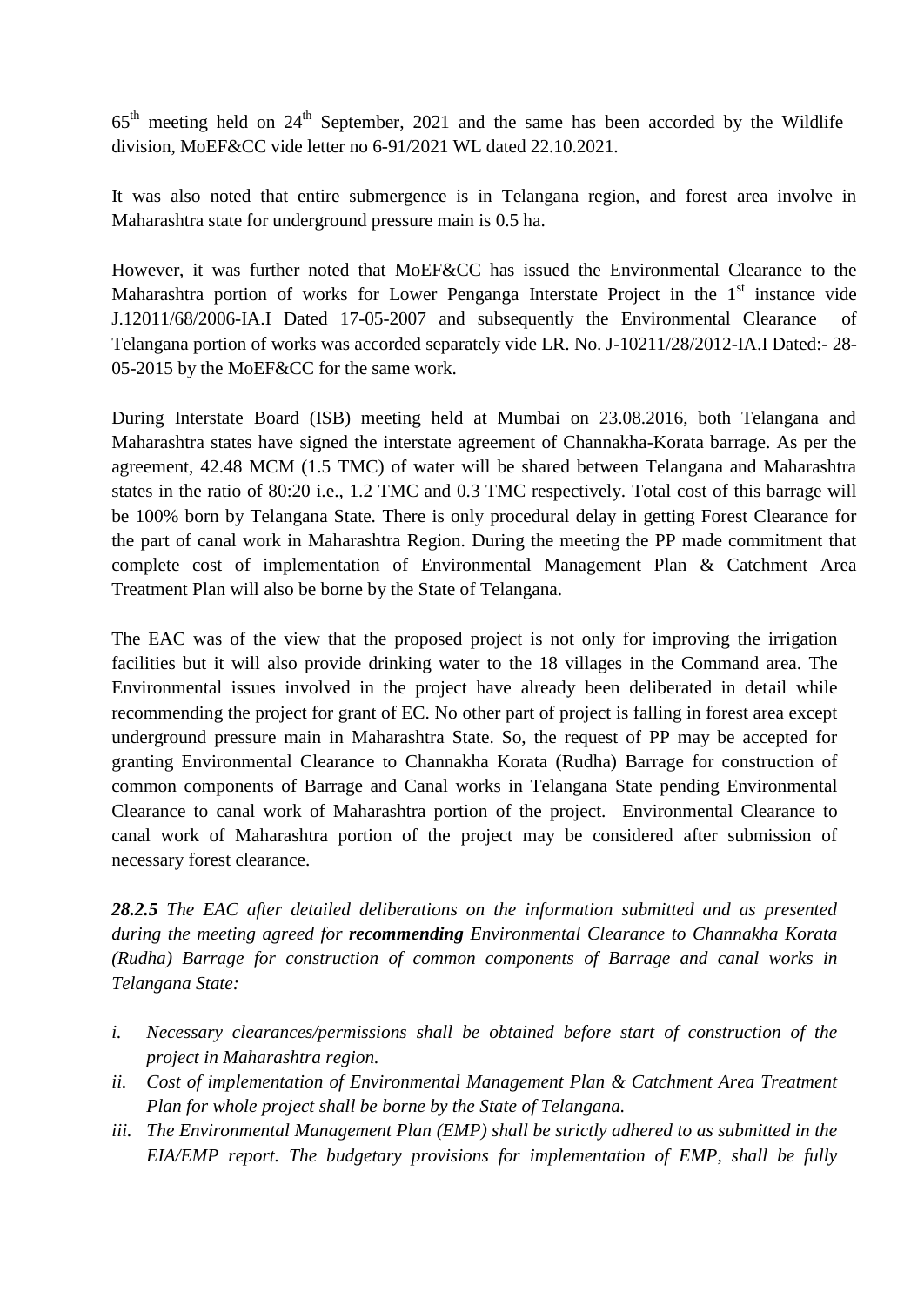65th meeting held on 24th September, 2021 and the same has been accorded by the Wildlife division, MoEF&CC vide letter no 6-91/2021 WL dated 22.10.2021.

It was also noted that entire submergence is in Telangana region, and forest area involve in Maharashtra state for underground pressure main is 0.5 ha.

However, it was further noted that MoEF&CC has issued the Environmental Clearance to the Maharashtra portion of works for Lower Penganga Interstate Project in the 1st instance vide J.12011/68/2006-IA.I Dated 17-05-2007 and subsequently the Environmental Clearance of Telangana portion of works was accorded separately vide LR. No. J-10211/28/2012-IA.I Dated:- 28-05-2015 by the MoEF&CC for the same work.

During Interstate Board (ISB) meeting held at Mumbai on 23.08.2016, both Telangana and Maharashtra states have signed the interstate agreement of Channakha-Korata barrage. As per the agreement, 42.48 MCM (1.5 TMC) of water will be shared between Telangana and Maharashtra states in the ratio of 80:20 i.e., 1.2 TMC and 0.3 TMC respectively. Total cost of this barrage will be 100% born by Telangana State. There is only procedural delay in getting Forest Clearance for the part of canal work in Maharashtra Region. During the meeting the PP made commitment that complete cost of implementation of Environmental Management Plan & Catchment Area Treatment Plan will also be borne by the State of Telangana.

The EAC was of the view that the proposed project is not only for improving the irrigation facilities but it will also provide drinking water to the 18 villages in the Command area. The Environmental issues involved in the project have already been deliberated in detail while recommending the project for grant of EC. No other part of project is falling in forest area except underground pressure main in Maharashtra State. So, the request of PP may be accepted for granting Environmental Clearance to Channakha Korata (Rudha) Barrage for construction of common components of Barrage and Canal works in Telangana State pending Environmental Clearance to canal work of Maharashtra portion of the project. Environmental Clearance to canal work of Maharashtra portion of the project may be considered after submission of necessary forest clearance.

***28.2.5*** *The EAC after detailed deliberations on the information submitted and as presented during the meeting agreed for **recommending** Environmental Clearance to Channakha Korata (Rudha) Barrage for construction of common components of Barrage and canal works in Telangana State:*

- *i. Necessary clearances/permissions shall be obtained before start of construction of the project in Maharashtra region.*
- *ii. Cost of implementation of Environmental Management Plan & Catchment Area Treatment Plan for whole project shall be borne by the State of Telangana.*
- *iii. The Environmental Management Plan (EMP) shall be strictly adhered to as submitted in the EIA/EMP report. The budgetary provisions for implementation of EMP, shall be fully*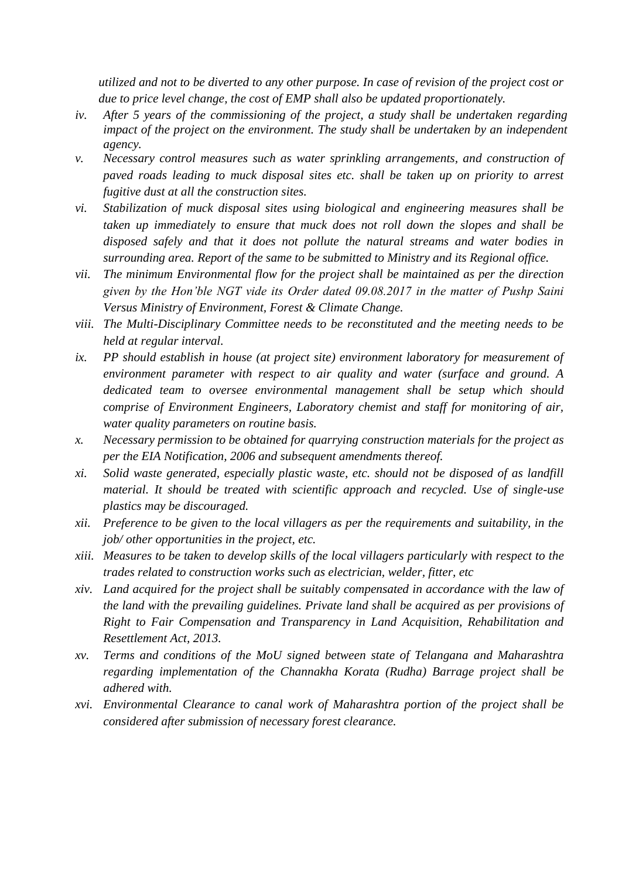*utilized and not to be diverted to any other purpose. In case of revision of the project cost or due to price level change, the cost of EMP shall also be updated proportionately.*

iv. *After 5 years of the commissioning of the project, a study shall be undertaken regarding impact of the project on the environment. The study shall be undertaken by an independent agency.*

v. *Necessary control measures such as water sprinkling arrangements, and construction of paved roads leading to muck disposal sites etc. shall be taken up on priority to arrest fugitive dust at all the construction sites.*

vi. *Stabilization of muck disposal sites using biological and engineering measures shall be taken up immediately to ensure that muck does not roll down the slopes and shall be disposed safely and that it does not pollute the natural streams and water bodies in surrounding area. Report of the same to be submitted to Ministry and its Regional office.*

vii. *The minimum Environmental flow for the project shall be maintained as per the direction given by the Hon'ble NGT vide its Order dated 09.08.2017 in the matter of Pushp Saini Versus Ministry of Environment, Forest & Climate Change.*

viii. *The Multi-Disciplinary Committee needs to be reconstituted and the meeting needs to be held at regular interval.*

ix. *PP should establish in house (at project site) environment laboratory for measurement of environment parameter with respect to air quality and water (surface and ground. A dedicated team to oversee environmental management shall be setup which should comprise of Environment Engineers, Laboratory chemist and staff for monitoring of air, water quality parameters on routine basis.*

x. *Necessary permission to be obtained for quarrying construction materials for the project as per the EIA Notification, 2006 and subsequent amendments thereof.*

xi. *Solid waste generated, especially plastic waste, etc. should not be disposed of as landfill material. It should be treated with scientific approach and recycled. Use of single-use plastics may be discouraged.*

xii. *Preference to be given to the local villagers as per the requirements and suitability, in the job/ other opportunities in the project, etc.*

xiii. *Measures to be taken to develop skills of the local villagers particularly with respect to the trades related to construction works such as electrician, welder, fitter, etc*

xiv. *Land acquired for the project shall be suitably compensated in accordance with the law of the land with the prevailing guidelines. Private land shall be acquired as per provisions of Right to Fair Compensation and Transparency in Land Acquisition, Rehabilitation and Resettlement Act, 2013.*

xv. *Terms and conditions of the MoU signed between state of Telangana and Maharashtra regarding implementation of the Channakha Korata (Rudha) Barrage project shall be adhered with.*

xvi. *Environmental Clearance to canal work of Maharashtra portion of the project shall be considered after submission of necessary forest clearance.*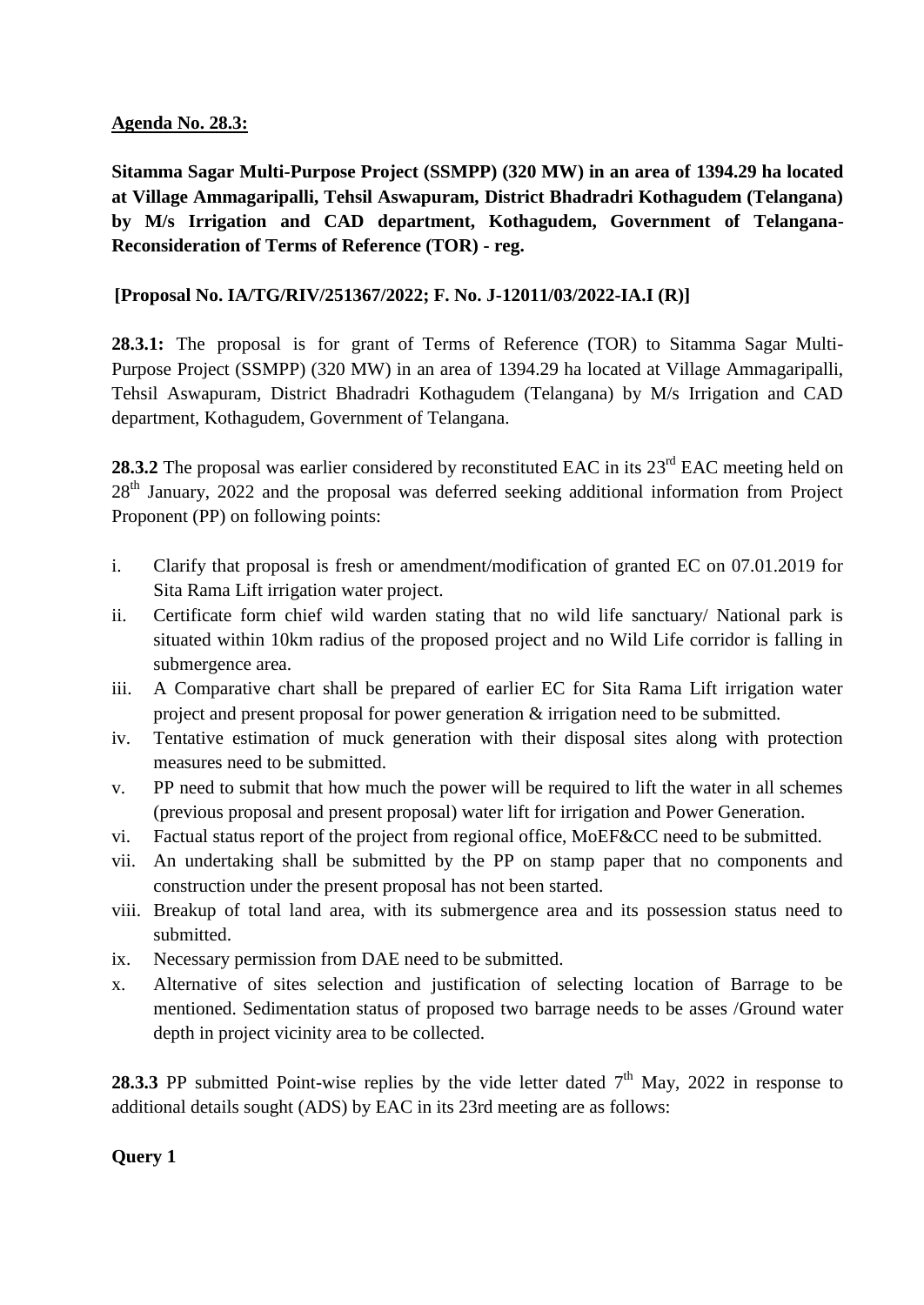**Agenda No. 28.3:**

**Sitamma Sagar Multi-Purpose Project (SSMPP) (320 MW) in an area of 1394.29 ha located at Village Ammagaripalli, Tehsil Aswapuram, District Bhadradri Kothagudem (Telangana) by M/s Irrigation and CAD department, Kothagudem, Government of Telangana-Reconsideration of Terms of Reference (TOR) - reg.**

**[Proposal No. IA/TG/RIV/251367/2022; F. No. J-12011/03/2022-IA.I (R)]**

**28.3.1:** The proposal is for grant of Terms of Reference (TOR) to Sitamma Sagar Multi-Purpose Project (SSMPP) (320 MW) in an area of 1394.29 ha located at Village Ammagaripalli, Tehsil Aswapuram, District Bhadradri Kothagudem (Telangana) by M/s Irrigation and CAD department, Kothagudem, Government of Telangana.

**28.3.2** The proposal was earlier considered by reconstituted EAC in its 23rd EAC meeting held on 28th January, 2022 and the proposal was deferred seeking additional information from Project Proponent (PP) on following points:

i. Clarify that proposal is fresh or amendment/modification of granted EC on 07.01.2019 for Sita Rama Lift irrigation water project.
ii. Certificate form chief wild warden stating that no wild life sanctuary/ National park is situated within 10km radius of the proposed project and no Wild Life corridor is falling in submergence area.
iii. A Comparative chart shall be prepared of earlier EC for Sita Rama Lift irrigation water project and present proposal for power generation & irrigation need to be submitted.
iv. Tentative estimation of muck generation with their disposal sites along with protection measures need to be submitted.
v. PP need to submit that how much the power will be required to lift the water in all schemes (previous proposal and present proposal) water lift for irrigation and Power Generation.
vi. Factual status report of the project from regional office, MoEF&CC need to be submitted.
vii. An undertaking shall be submitted by the PP on stamp paper that no components and construction under the present proposal has not been started.
viii. Breakup of total land area, with its submergence area and its possession status need to submitted.
ix. Necessary permission from DAE need to be submitted.
x. Alternative of sites selection and justification of selecting location of Barrage to be mentioned. Sedimentation status of proposed two barrage needs to be asses /Ground water depth in project vicinity area to be collected.

**28.3.3** PP submitted Point-wise replies by the vide letter dated 7th May, 2022 in response to additional details sought (ADS) by EAC in its 23rd meeting are as follows:

**Query 1**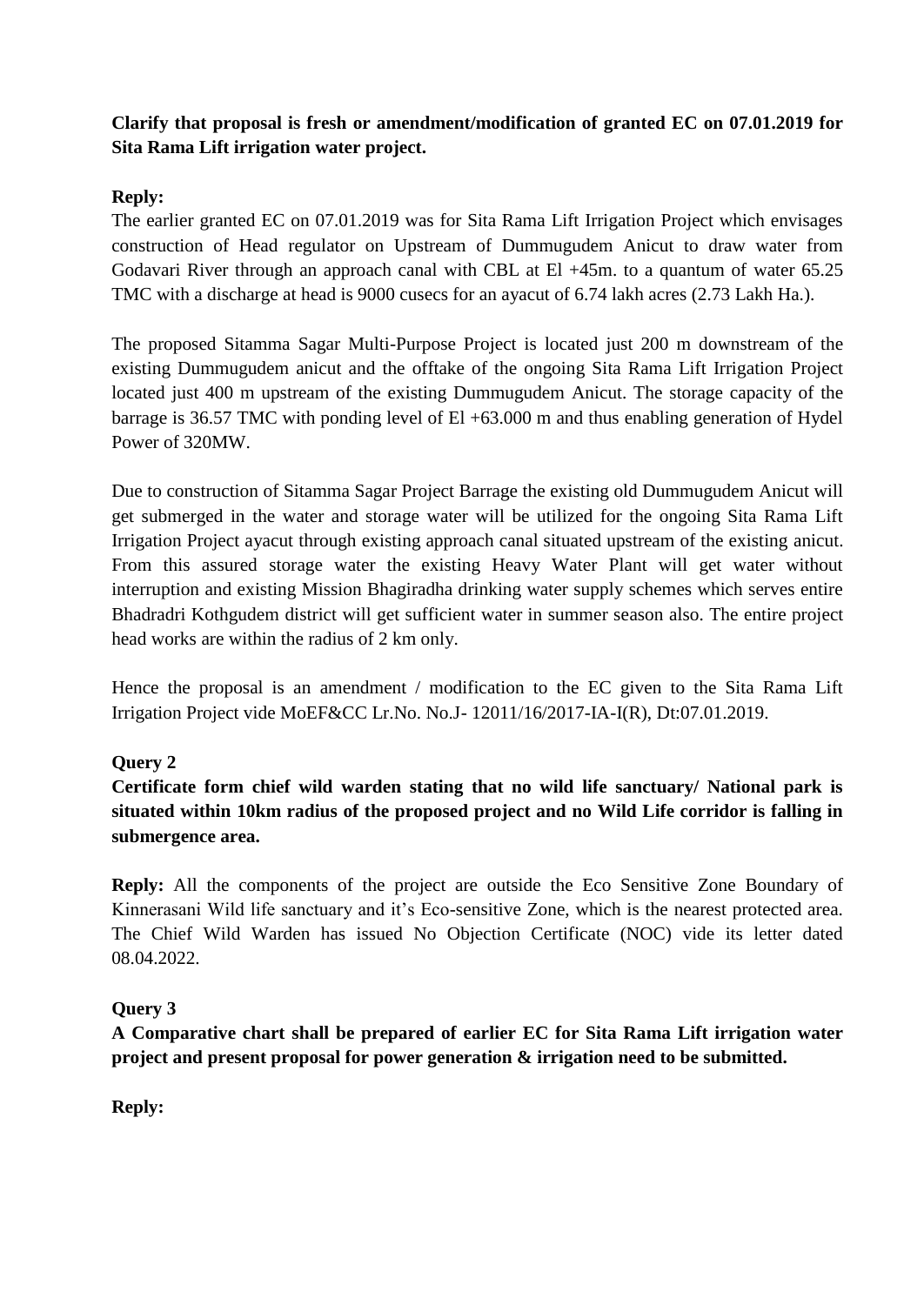**Clarify that proposal is fresh or amendment/modification of granted EC on 07.01.2019 for Sita Rama Lift irrigation water project.**

**Reply:**

The earlier granted EC on 07.01.2019 was for Sita Rama Lift Irrigation Project which envisages construction of Head regulator on Upstream of Dummugudem Anicut to draw water from Godavari River through an approach canal with CBL at El +45m. to a quantum of water 65.25 TMC with a discharge at head is 9000 cusecs for an ayacut of 6.74 lakh acres (2.73 Lakh Ha.).

The proposed Sitamma Sagar Multi-Purpose Project is located just 200 m downstream of the existing Dummugudem anicut and the offtake of the ongoing Sita Rama Lift Irrigation Project located just 400 m upstream of the existing Dummugudem Anicut. The storage capacity of the barrage is 36.57 TMC with ponding level of El +63.000 m and thus enabling generation of Hydel Power of 320MW.

Due to construction of Sitamma Sagar Project Barrage the existing old Dummugudem Anicut will get submerged in the water and storage water will be utilized for the ongoing Sita Rama Lift Irrigation Project ayacut through existing approach canal situated upstream of the existing anicut. From this assured storage water the existing Heavy Water Plant will get water without interruption and existing Mission Bhagiradha drinking water supply schemes which serves entire Bhadradri Kothgudem district will get sufficient water in summer season also. The entire project head works are within the radius of 2 km only.

Hence the proposal is an amendment / modification to the EC given to the Sita Rama Lift Irrigation Project vide MoEF&CC Lr.No. No.J- 12011/16/2017-IA-I(R), Dt:07.01.2019.

**Query 2**

**Certificate form chief wild warden stating that no wild life sanctuary/ National park is situated within 10km radius of the proposed project and no Wild Life corridor is falling in submergence area.**

**Reply:** All the components of the project are outside the Eco Sensitive Zone Boundary of Kinnerasani Wild life sanctuary and it's Eco-sensitive Zone, which is the nearest protected area. The Chief Wild Warden has issued No Objection Certificate (NOC) vide its letter dated 08.04.2022.

**Query 3**

**A Comparative chart shall be prepared of earlier EC for Sita Rama Lift irrigation water project and present proposal for power generation & irrigation need to be submitted.**

**Reply:**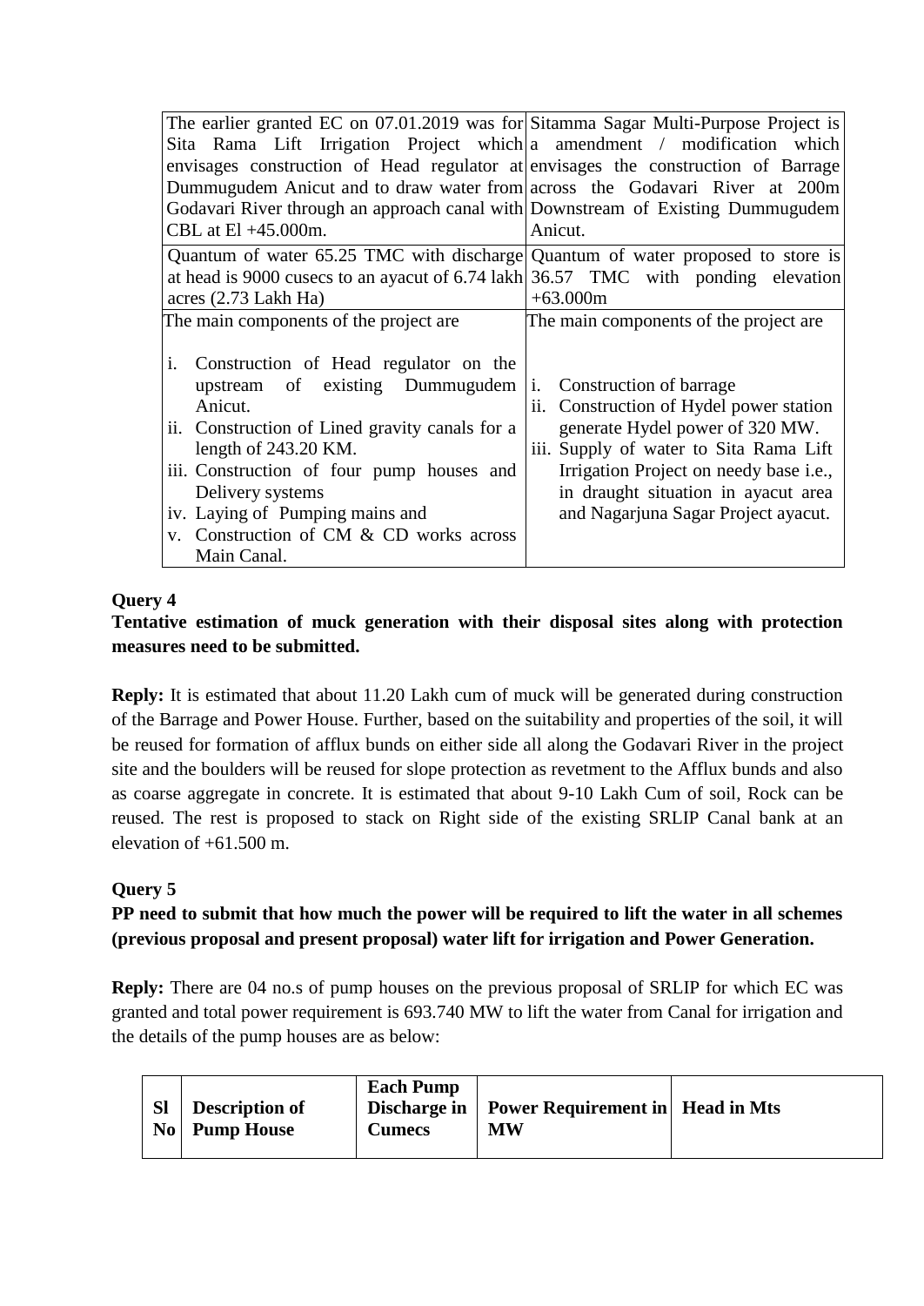| The earlier granted EC on 07.01.2019 was for Sita Rama Lift Irrigation Project which envisages construction of Head regulator at Dummugudem Anicut and to draw water from Godavari River through an approach canal with CBL at El +45.000m. | Sitamma Sagar Multi-Purpose Project is a amendment / modification which envisages the construction of Barrage across the Godavari River at 200m Downstream of Existing Dummugudem Anicut. |
|---|---|
| Quantum of water 65.25 TMC with discharge at head is 9000 cusecs to an ayacut of 6.74 lakh acres (2.73 Lakh Ha) | Quantum of water proposed to store is 36.57 TMC with ponding elevation +63.000m |
| The main components of the project are<br><br>i. Construction of Head regulator on the upstream of existing Dummugudem Anicut.<br>ii. Construction of Lined gravity canals for a length of 243.20 KM.<br>iii. Construction of four pump houses and Delivery systems<br>iv. Laying of Pumping mains and<br>v. Construction of CM & CD works across Main Canal. | The main components of the project are<br><br>i. Construction of barrage<br>ii. Construction of Hydel power station generate Hydel power of 320 MW.<br>iii. Supply of water to Sita Rama Lift Irrigation Project on needy base i.e., in draught situation in ayacut area and Nagarjuna Sagar Project ayacut. |

**Query 4**

**Tentative estimation of muck generation with their disposal sites along with protection measures need to be submitted.**

**Reply:** It is estimated that about 11.20 Lakh cum of muck will be generated during construction of the Barrage and Power House. Further, based on the suitability and properties of the soil, it will be reused for formation of afflux bunds on either side all along the Godavari River in the project site and the boulders will be reused for slope protection as revetment to the Afflux bunds and also as coarse aggregate in concrete. It is estimated that about 9-10 Lakh Cum of soil, Rock can be reused. The rest is proposed to stack on Right side of the existing SRLIP Canal bank at an elevation of +61.500 m.

**Query 5**

**PP need to submit that how much the power will be required to lift the water in all schemes (previous proposal and present proposal) water lift for irrigation and Power Generation.**

**Reply:** There are 04 no.s of pump houses on the previous proposal of SRLIP for which EC was granted and total power requirement is 693.740 MW to lift the water from Canal for irrigation and the details of the pump houses are as below:

| Sl No | Description of Pump House | Each Pump Discharge in Cumecs | Power Requirement in MW | Head in Mts |
|---|---|---|---|---|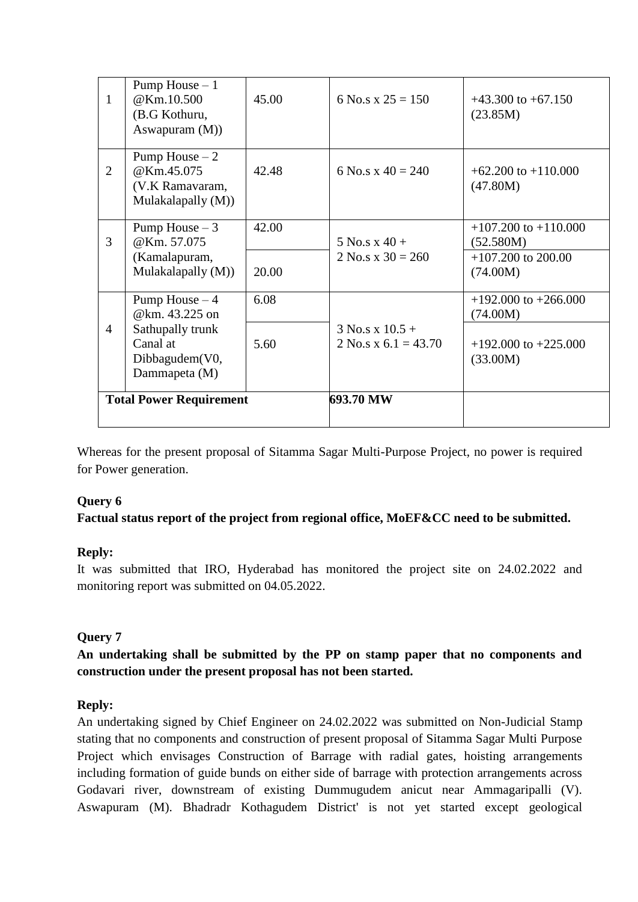| 1 | Pump House – 1 @Km.10.500 (B.G Kothuru, Aswapuram (M)) | 45.00 | 6 No.s x 25 = 150 | +43.300 to +67.150 (23.85M) |
|---|---|---|---|---|
| 2 | Pump House – 2 @Km.45.075 (V.K Ramavaram, Mulakalapally (M)) | 42.48 | 6 No.s x 40 = 240 | +62.200 to +110.000 (47.80M) |
| 3 | Pump House – 3 @Km. 57.075 (Kamalapuram, Mulakalapally (M)) | 42.00 | 5 No.s x 40 + 2 No.s x 30 = 260 | +107.200 to +110.000 (52.580M) |
| | | 20.00 | | +107.200 to 200.00 (74.00M) |
| 4 | Pump House – 4 @km. 43.225 on Sathupally trunk Canal at Dibbagudem(V0, Dammapeta (M) | 6.08 | 3 No.s x 10.5 + 2 No.s x 6.1 = 43.70 | +192.000 to +266.000 (74.00M) |
| | | 5.60 | | +192.000 to +225.000 (33.00M) |
| **Total Power Requirement** | | | **693.70 MW** | |

Whereas for the present proposal of Sitamma Sagar Multi-Purpose Project, no power is required for Power generation.

**Query 6**

**Factual status report of the project from regional office, MoEF&CC need to be submitted.**

**Reply:**

It was submitted that IRO, Hyderabad has monitored the project site on 24.02.2022 and monitoring report was submitted on 04.05.2022.

**Query 7**

**An undertaking shall be submitted by the PP on stamp paper that no components and construction under the present proposal has not been started.**

**Reply:**

An undertaking signed by Chief Engineer on 24.02.2022 was submitted on Non-Judicial Stamp stating that no components and construction of present proposal of Sitamma Sagar Multi Purpose Project which envisages Construction of Barrage with radial gates, hoisting arrangements including formation of guide bunds on either side of barrage with protection arrangements across Godavari river, downstream of existing Dummugudem anicut near Ammagaripalli (V). Aswapuram (M). Bhadradr Kothagudem District' is not yet started except geological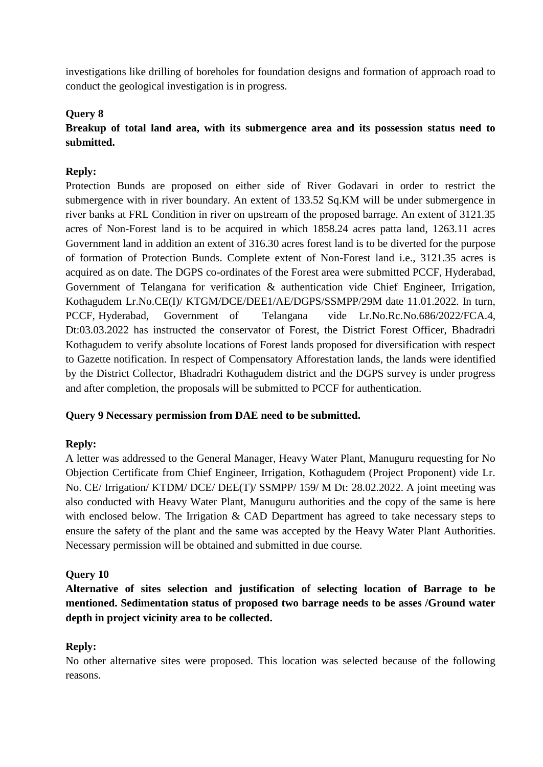investigations like drilling of boreholes for foundation designs and formation of approach road to conduct the geological investigation is in progress.

**Query 8**

**Breakup of total land area, with its submergence area and its possession status need to submitted.**

**Reply:**

Protection Bunds are proposed on either side of River Godavari in order to restrict the submergence with in river boundary. An extent of 133.52 Sq.KM will be under submergence in river banks at FRL Condition in river on upstream of the proposed barrage. An extent of 3121.35 acres of Non-Forest land is to be acquired in which 1858.24 acres patta land, 1263.11 acres Government land in addition an extent of 316.30 acres forest land is to be diverted for the purpose of formation of Protection Bunds. Complete extent of Non-Forest land i.e., 3121.35 acres is acquired as on date. The DGPS co-ordinates of the Forest area were submitted PCCF, Hyderabad, Government of Telangana for verification & authentication vide Chief Engineer, Irrigation, Kothagudem Lr.No.CE(I)/ KTGM/DCE/DEE1/AE/DGPS/SSMPP/29M date 11.01.2022. In turn, PCCF, Hyderabad, Government of Telangana vide Lr.No.Rc.No.686/2022/FCA.4, Dt:03.03.2022 has instructed the conservator of Forest, the District Forest Officer, Bhadradri Kothagudem to verify absolute locations of Forest lands proposed for diversification with respect to Gazette notification. In respect of Compensatory Afforestation lands, the lands were identified by the District Collector, Bhadradri Kothagudem district and the DGPS survey is under progress and after completion, the proposals will be submitted to PCCF for authentication.

**Query 9 Necessary permission from DAE need to be submitted.**

**Reply:**

A letter was addressed to the General Manager, Heavy Water Plant, Manuguru requesting for No Objection Certificate from Chief Engineer, Irrigation, Kothagudem (Project Proponent) vide Lr. No. CE/ Irrigation/ KTDM/ DCE/ DEE(T)/ SSMPP/ 159/ M Dt: 28.02.2022. A joint meeting was also conducted with Heavy Water Plant, Manuguru authorities and the copy of the same is here with enclosed below. The Irrigation & CAD Department has agreed to take necessary steps to ensure the safety of the plant and the same was accepted by the Heavy Water Plant Authorities. Necessary permission will be obtained and submitted in due course.

**Query 10**

**Alternative of sites selection and justification of selecting location of Barrage to be mentioned. Sedimentation status of proposed two barrage needs to be asses /Ground water depth in project vicinity area to be collected.**

**Reply:**

No other alternative sites were proposed. This location was selected because of the following reasons.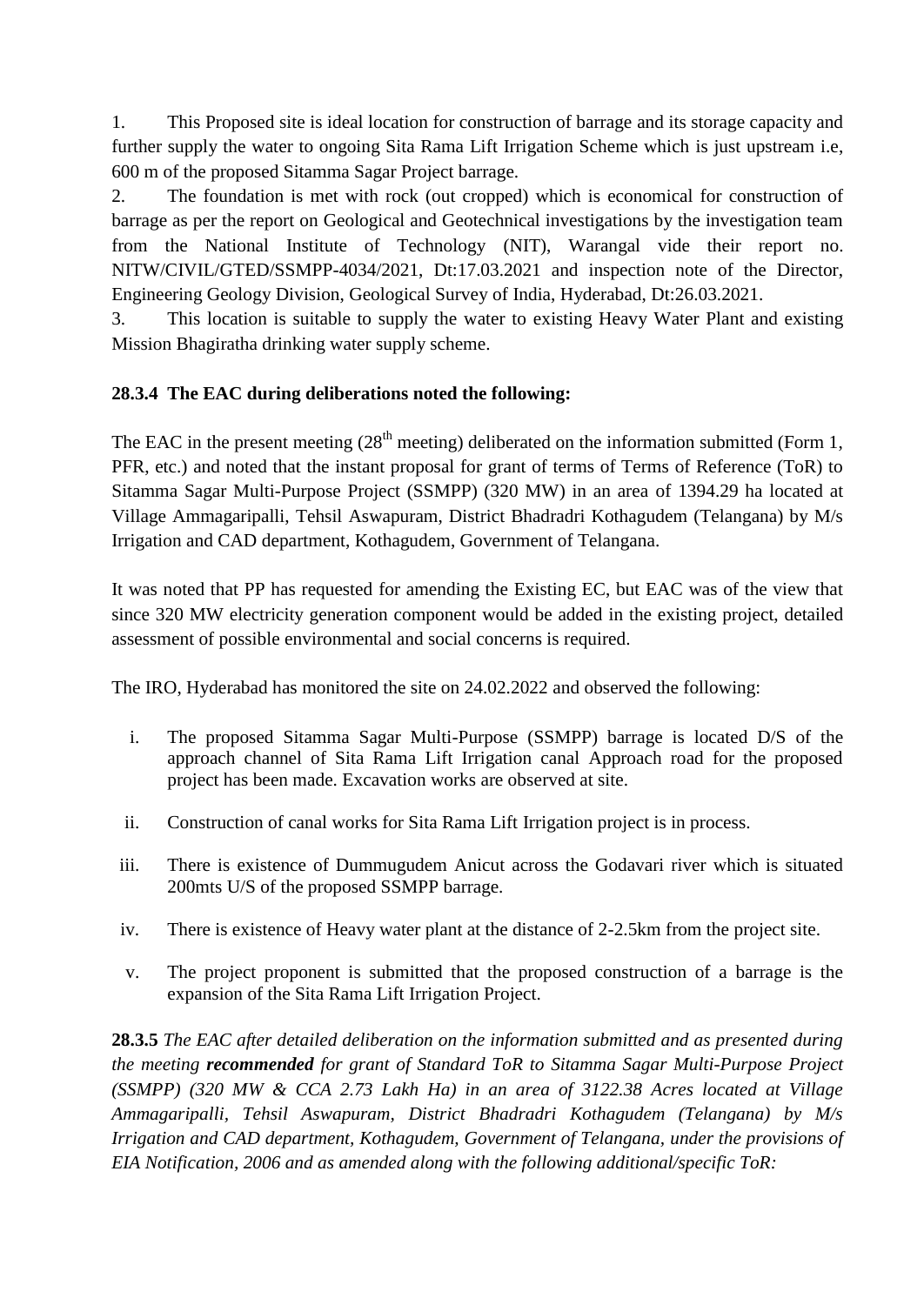1. This Proposed site is ideal location for construction of barrage and its storage capacity and further supply the water to ongoing Sita Rama Lift Irrigation Scheme which is just upstream i.e, 600 m of the proposed Sitamma Sagar Project barrage.
2. The foundation is met with rock (out cropped) which is economical for construction of barrage as per the report on Geological and Geotechnical investigations by the investigation team from the National Institute of Technology (NIT), Warangal vide their report no. NITW/CIVIL/GTED/SSMPP-4034/2021, Dt:17.03.2021 and inspection note of the Director, Engineering Geology Division, Geological Survey of India, Hyderabad, Dt:26.03.2021.
3. This location is suitable to supply the water to existing Heavy Water Plant and existing Mission Bhagiratha drinking water supply scheme.

**28.3.4 The EAC during deliberations noted the following:**

The EAC in the present meeting (28th meeting) deliberated on the information submitted (Form 1, PFR, etc.) and noted that the instant proposal for grant of terms of Terms of Reference (ToR) to Sitamma Sagar Multi-Purpose Project (SSMPP) (320 MW) in an area of 1394.29 ha located at Village Ammagaripalli, Tehsil Aswapuram, District Bhadradri Kothagudem (Telangana) by M/s Irrigation and CAD department, Kothagudem, Government of Telangana.

It was noted that PP has requested for amending the Existing EC, but EAC was of the view that since 320 MW electricity generation component would be added in the existing project, detailed assessment of possible environmental and social concerns is required.

The IRO, Hyderabad has monitored the site on 24.02.2022 and observed the following:

i. The proposed Sitamma Sagar Multi-Purpose (SSMPP) barrage is located D/S of the approach channel of Sita Rama Lift Irrigation canal Approach road for the proposed project has been made. Excavation works are observed at site.

ii. Construction of canal works for Sita Rama Lift Irrigation project is in process.

iii. There is existence of Dummugudem Anicut across the Godavari river which is situated 200mts U/S of the proposed SSMPP barrage.

iv. There is existence of Heavy water plant at the distance of 2-2.5km from the project site.

v. The project proponent is submitted that the proposed construction of a barrage is the expansion of the Sita Rama Lift Irrigation Project.

**28.3.5** *The EAC after detailed deliberation on the information submitted and as presented during the meeting* ***recommended*** *for grant of Standard ToR to Sitamma Sagar Multi-Purpose Project (SSMPP) (320 MW & CCA 2.73 Lakh Ha) in an area of 3122.38 Acres located at Village Ammagaripalli, Tehsil Aswapuram, District Bhadradri Kothagudem (Telangana) by M/s Irrigation and CAD department, Kothagudem, Government of Telangana, under the provisions of EIA Notification, 2006 and as amended along with the following additional/specific ToR:*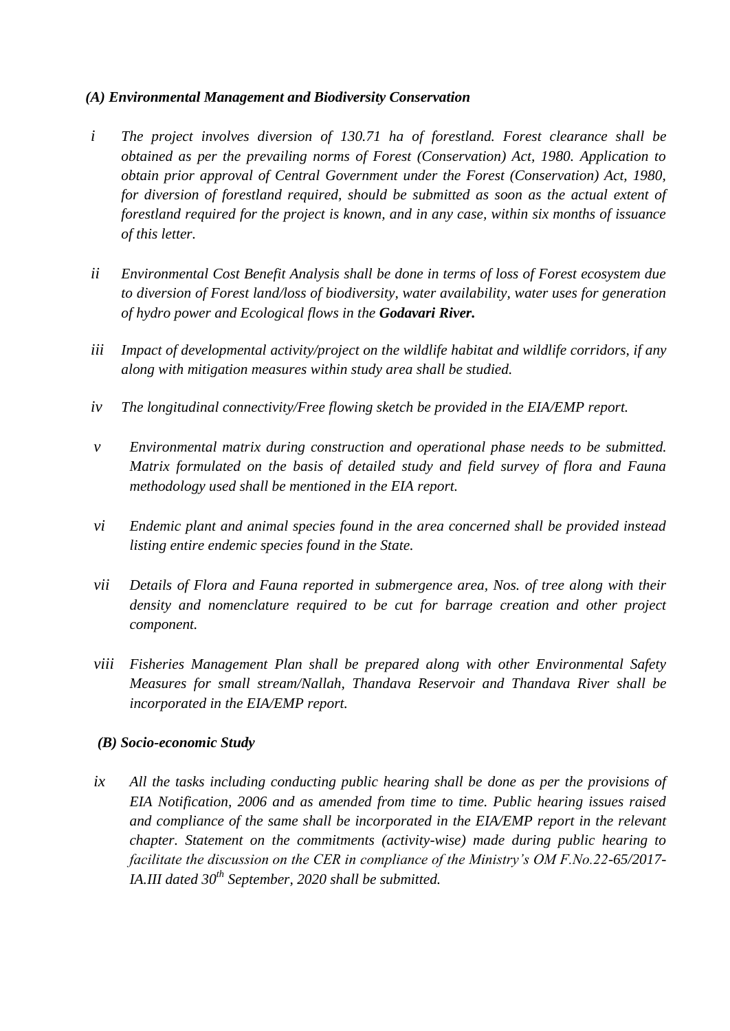***(A) Environmental Management and Biodiversity Conservation***

*i* *The project involves diversion of 130.71 ha of forestland. Forest clearance shall be obtained as per the prevailing norms of Forest (Conservation) Act, 1980. Application to obtain prior approval of Central Government under the Forest (Conservation) Act, 1980, for diversion of forestland required, should be submitted as soon as the actual extent of forestland required for the project is known, and in any case, within six months of issuance of this letter.*

*ii* *Environmental Cost Benefit Analysis shall be done in terms of loss of Forest ecosystem due to diversion of Forest land/loss of biodiversity, water availability, water uses for generation of hydro power and Ecological flows in the* ***Godavari River.***

*iii* *Impact of developmental activity/project on the wildlife habitat and wildlife corridors, if any along with mitigation measures within study area shall be studied.*

*iv* *The longitudinal connectivity/Free flowing sketch be provided in the EIA/EMP report.*

*v* *Environmental matrix during construction and operational phase needs to be submitted. Matrix formulated on the basis of detailed study and field survey of flora and Fauna methodology used shall be mentioned in the EIA report.*

*vi* *Endemic plant and animal species found in the area concerned shall be provided instead listing entire endemic species found in the State.*

*vii* *Details of Flora and Fauna reported in submergence area, Nos. of tree along with their density and nomenclature required to be cut for barrage creation and other project component.*

*viii* *Fisheries Management Plan shall be prepared along with other Environmental Safety Measures for small stream/Nallah, Thandava Reservoir and Thandava River shall be incorporated in the EIA/EMP report.*

***(B) Socio-economic Study***

*ix* *All the tasks including conducting public hearing shall be done as per the provisions of EIA Notification, 2006 and as amended from time to time. Public hearing issues raised and compliance of the same shall be incorporated in the EIA/EMP report in the relevant chapter. Statement on the commitments (activity-wise) made during public hearing to facilitate the discussion on the CER in compliance of the Ministry's OM F.No.22-65/2017-IA.III dated 30th September, 2020 shall be submitted.*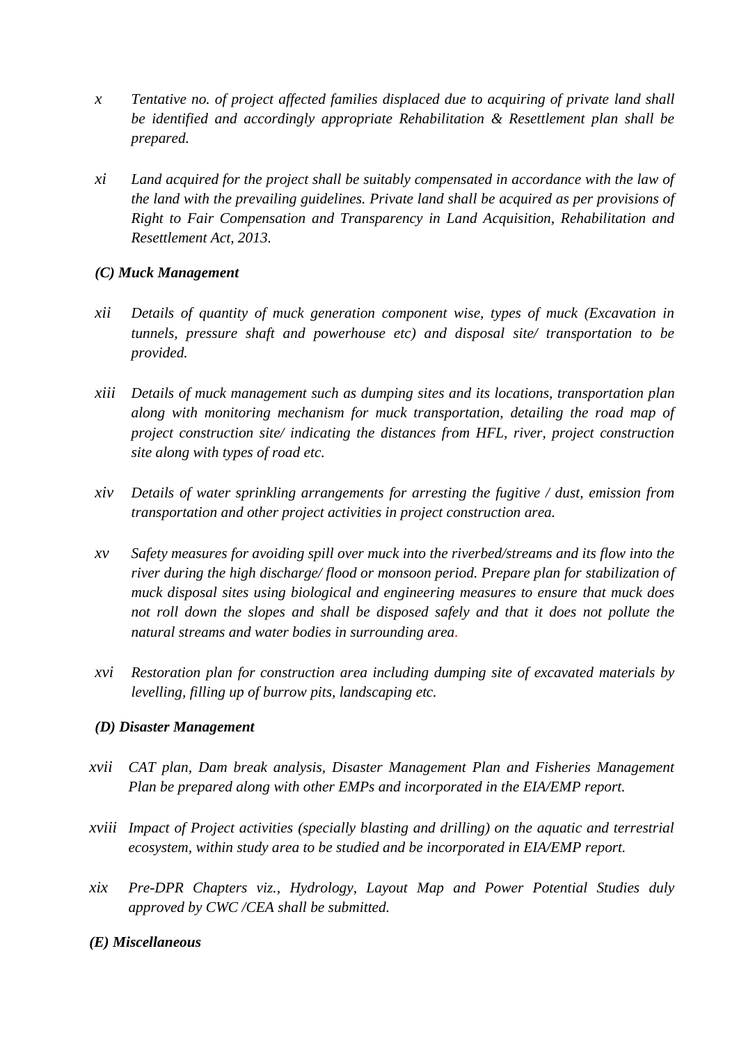*x* *Tentative no. of project affected families displaced due to acquiring of private land shall be identified and accordingly appropriate Rehabilitation & Resettlement plan shall be prepared.*

*xi* *Land acquired for the project shall be suitably compensated in accordance with the law of the land with the prevailing guidelines. Private land shall be acquired as per provisions of Right to Fair Compensation and Transparency in Land Acquisition, Rehabilitation and Resettlement Act, 2013.*

***(C) Muck Management***

*xii* *Details of quantity of muck generation component wise, types of muck (Excavation in tunnels, pressure shaft and powerhouse etc) and disposal site/ transportation to be provided.*

*xiii* *Details of muck management such as dumping sites and its locations, transportation plan along with monitoring mechanism for muck transportation, detailing the road map of project construction site/ indicating the distances from HFL, river, project construction site along with types of road etc.*

*xiv* *Details of water sprinkling arrangements for arresting the fugitive / dust, emission from transportation and other project activities in project construction area.*

*xv* *Safety measures for avoiding spill over muck into the riverbed/streams and its flow into the river during the high discharge/ flood or monsoon period. Prepare plan for stabilization of muck disposal sites using biological and engineering measures to ensure that muck does not roll down the slopes and shall be disposed safely and that it does not pollute the natural streams and water bodies in surrounding area.*

*xvi* *Restoration plan for construction area including dumping site of excavated materials by levelling, filling up of burrow pits, landscaping etc.*

***(D) Disaster Management***

*xvii* *CAT plan, Dam break analysis, Disaster Management Plan and Fisheries Management Plan be prepared along with other EMPs and incorporated in the EIA/EMP report.*

*xviii* *Impact of Project activities (specially blasting and drilling) on the aquatic and terrestrial ecosystem, within study area to be studied and be incorporated in EIA/EMP report.*

*xix* *Pre-DPR Chapters viz., Hydrology, Layout Map and Power Potential Studies duly approved by CWC /CEA shall be submitted.*

***(E) Miscellaneous***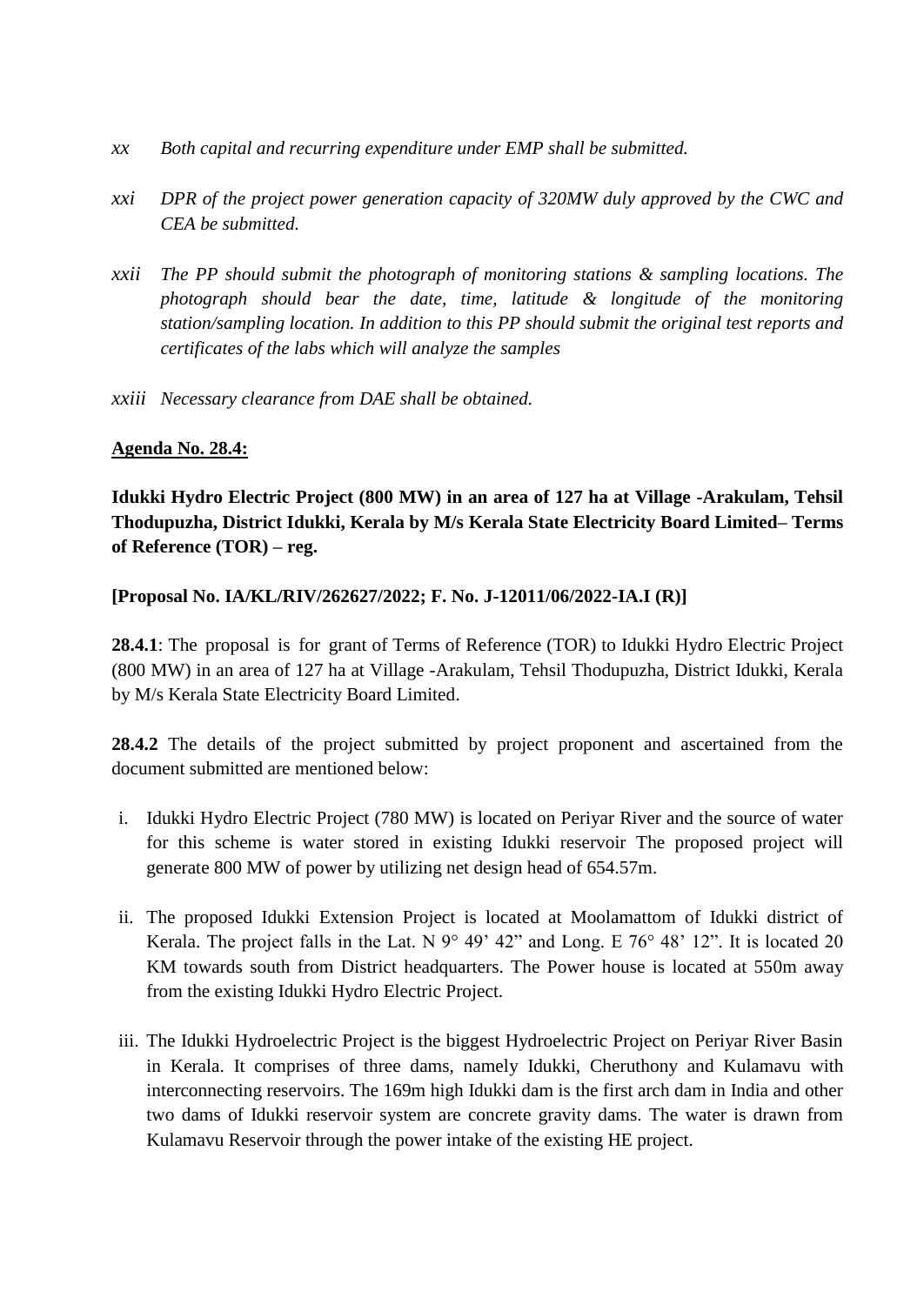*xx* *Both capital and recurring expenditure under EMP shall be submitted.*

*xxi* *DPR of the project power generation capacity of 320MW duly approved by the CWC and CEA be submitted.*

*xxii* *The PP should submit the photograph of monitoring stations & sampling locations. The photograph should bear the date, time, latitude & longitude of the monitoring station/sampling location. In addition to this PP should submit the original test reports and certificates of the labs which will analyze the samples*

*xxiii* *Necessary clearance from DAE shall be obtained.*

**Agenda No. 28.4:**

**Idukki Hydro Electric Project (800 MW) in an area of 127 ha at Village -Arakulam, Tehsil Thodupuzha, District Idukki, Kerala by M/s Kerala State Electricity Board Limited– Terms of Reference (TOR) – reg.**

**[Proposal No. IA/KL/RIV/262627/2022; F. No. J-12011/06/2022-IA.I (R)]**

**28.4.1**: The proposal is for grant of Terms of Reference (TOR) to Idukki Hydro Electric Project (800 MW) in an area of 127 ha at Village -Arakulam, Tehsil Thodupuzha, District Idukki, Kerala by M/s Kerala State Electricity Board Limited.

**28.4.2** The details of the project submitted by project proponent and ascertained from the document submitted are mentioned below:

i. Idukki Hydro Electric Project (780 MW) is located on Periyar River and the source of water for this scheme is water stored in existing Idukki reservoir The proposed project will generate 800 MW of power by utilizing net design head of 654.57m.

ii. The proposed Idukki Extension Project is located at Moolamattom of Idukki district of Kerala. The project falls in the Lat. N 9° 49' 42" and Long. E 76° 48' 12". It is located 20 KM towards south from District headquarters. The Power house is located at 550m away from the existing Idukki Hydro Electric Project.

iii. The Idukki Hydroelectric Project is the biggest Hydroelectric Project on Periyar River Basin in Kerala. It comprises of three dams, namely Idukki, Cheruthony and Kulamavu with interconnecting reservoirs. The 169m high Idukki dam is the first arch dam in India and other two dams of Idukki reservoir system are concrete gravity dams. The water is drawn from Kulamavu Reservoir through the power intake of the existing HE project.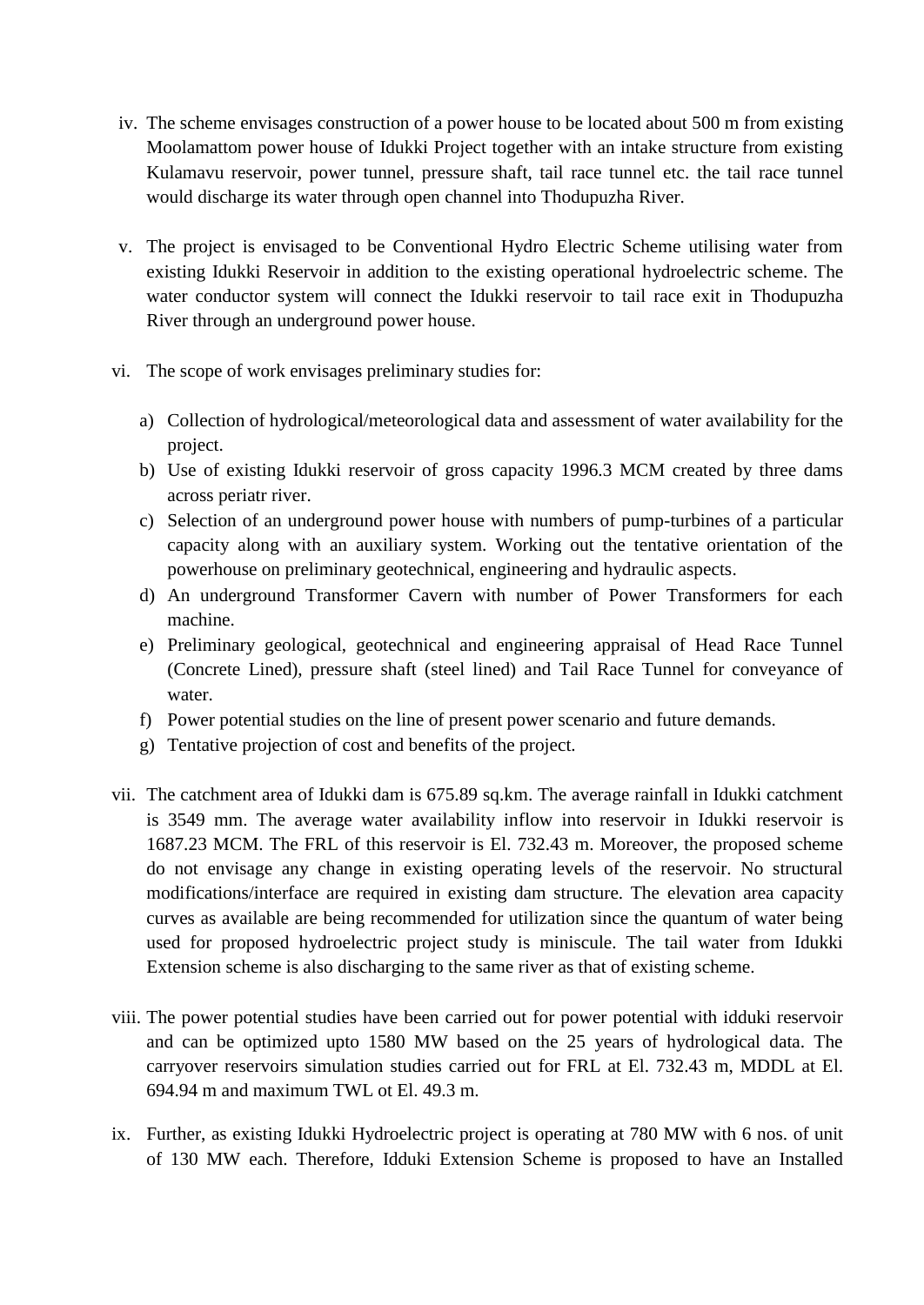iv. The scheme envisages construction of a power house to be located about 500 m from existing Moolamattom power house of Idukki Project together with an intake structure from existing Kulamavu reservoir, power tunnel, pressure shaft, tail race tunnel etc. the tail race tunnel would discharge its water through open channel into Thodupuzha River.

v. The project is envisaged to be Conventional Hydro Electric Scheme utilising water from existing Idukki Reservoir in addition to the existing operational hydroelectric scheme. The water conductor system will connect the Idukki reservoir to tail race exit in Thodupuzha River through an underground power house.

vi. The scope of work envisages preliminary studies for:

   a) Collection of hydrological/meteorological data and assessment of water availability for the project.
   b) Use of existing Idukki reservoir of gross capacity 1996.3 MCM created by three dams across periatr river.
   c) Selection of an underground power house with numbers of pump-turbines of a particular capacity along with an auxiliary system. Working out the tentative orientation of the powerhouse on preliminary geotechnical, engineering and hydraulic aspects.
   d) An underground Transformer Cavern with number of Power Transformers for each machine.
   e) Preliminary geological, geotechnical and engineering appraisal of Head Race Tunnel (Concrete Lined), pressure shaft (steel lined) and Tail Race Tunnel for conveyance of water.
   f) Power potential studies on the line of present power scenario and future demands.
   g) Tentative projection of cost and benefits of the project.

vii. The catchment area of Idukki dam is 675.89 sq.km. The average rainfall in Idukki catchment is 3549 mm. The average water availability inflow into reservoir in Idukki reservoir is 1687.23 MCM. The FRL of this reservoir is El. 732.43 m. Moreover, the proposed scheme do not envisage any change in existing operating levels of the reservoir. No structural modifications/interface are required in existing dam structure. The elevation area capacity curves as available are being recommended for utilization since the quantum of water being used for proposed hydroelectric project study is miniscule. The tail water from Idukki Extension scheme is also discharging to the same river as that of existing scheme.

viii. The power potential studies have been carried out for power potential with idduki reservoir and can be optimized upto 1580 MW based on the 25 years of hydrological data. The carryover reservoirs simulation studies carried out for FRL at El. 732.43 m, MDDL at El. 694.94 m and maximum TWL ot El. 49.3 m.

ix. Further, as existing Idukki Hydroelectric project is operating at 780 MW with 6 nos. of unit of 130 MW each. Therefore, Idduki Extension Scheme is proposed to have an Installed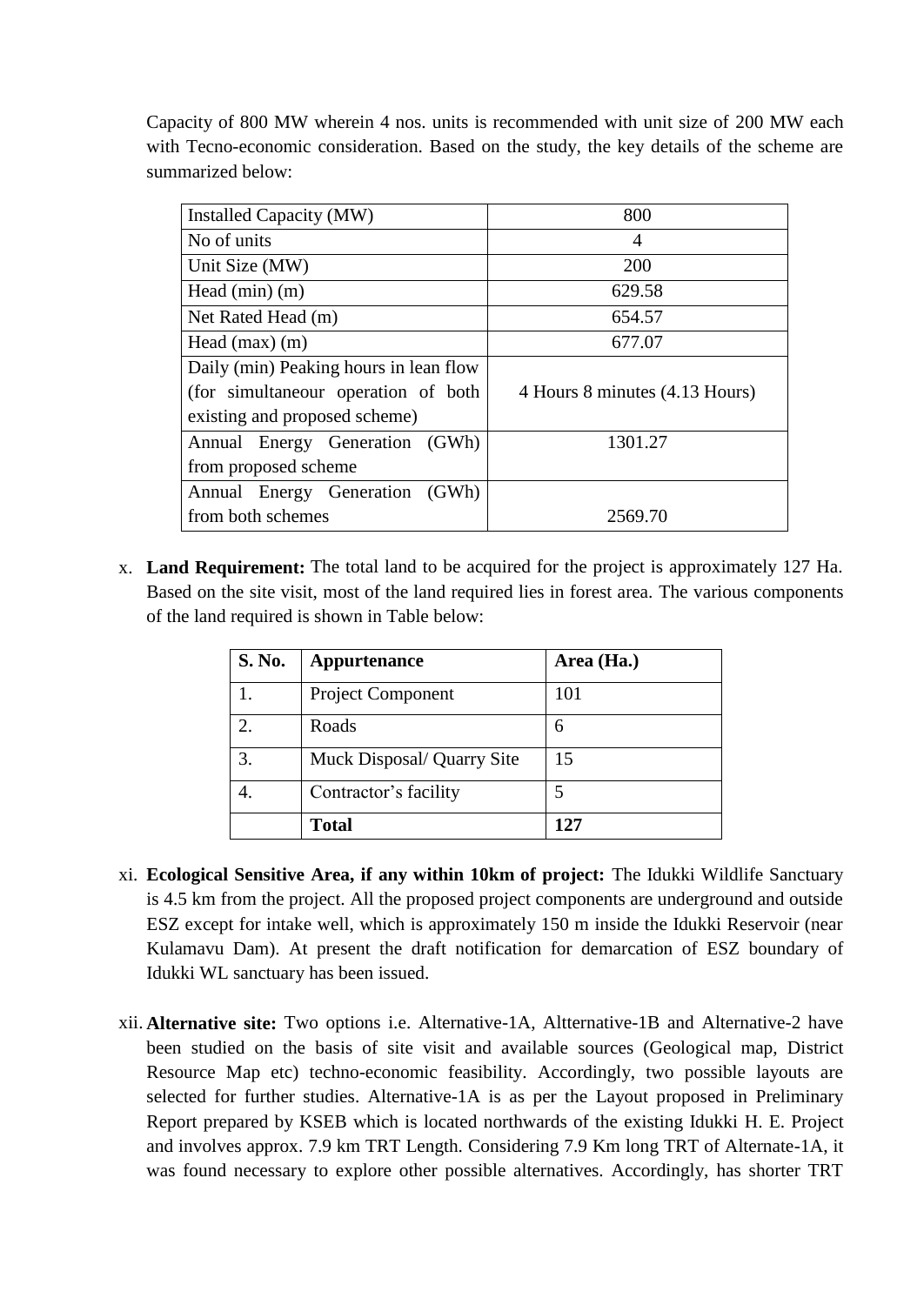Capacity of 800 MW wherein 4 nos. units is recommended with unit size of 200 MW each with Tecno-economic consideration. Based on the study, the key details of the scheme are summarized below:

| | |
|---|---|
| Installed Capacity (MW) | 800 |
| No of units | 4 |
| Unit Size (MW) | 200 |
| Head (min) (m) | 629.58 |
| Net Rated Head (m) | 654.57 |
| Head (max) (m) | 677.07 |
| Daily (min) Peaking hours in lean flow (for simultaneour operation of both existing and proposed scheme) | 4 Hours 8 minutes (4.13 Hours) |
| Annual Energy Generation (GWh) from proposed scheme | 1301.27 |
| Annual Energy Generation (GWh) from both schemes | 2569.70 |

x. **Land Requirement:** The total land to be acquired for the project is approximately 127 Ha. Based on the site visit, most of the land required lies in forest area. The various components of the land required is shown in Table below:

| S. No. | Appurtenance | Area (Ha.) |
|---|---|---|
| 1. | Project Component | 101 |
| 2. | Roads | 6 |
| 3. | Muck Disposal/ Quarry Site | 15 |
| 4. | Contractor's facility | 5 |
| | **Total** | **127** |

xi. **Ecological Sensitive Area, if any within 10km of project:** The Idukki Wildlife Sanctuary is 4.5 km from the project. All the proposed project components are underground and outside ESZ except for intake well, which is approximately 150 m inside the Idukki Reservoir (near Kulamavu Dam). At present the draft notification for demarcation of ESZ boundary of Idukki WL sanctuary has been issued.

xii. **Alternative site:** Two options i.e. Alternative-1A, Altternative-1B and Alternative-2 have been studied on the basis of site visit and available sources (Geological map, District Resource Map etc) techno-economic feasibility. Accordingly, two possible layouts are selected for further studies. Alternative-1A is as per the Layout proposed in Preliminary Report prepared by KSEB which is located northwards of the existing Idukki H. E. Project and involves approx. 7.9 km TRT Length. Considering 7.9 Km long TRT of Alternate-1A, it was found necessary to explore other possible alternatives. Accordingly, has shorter TRT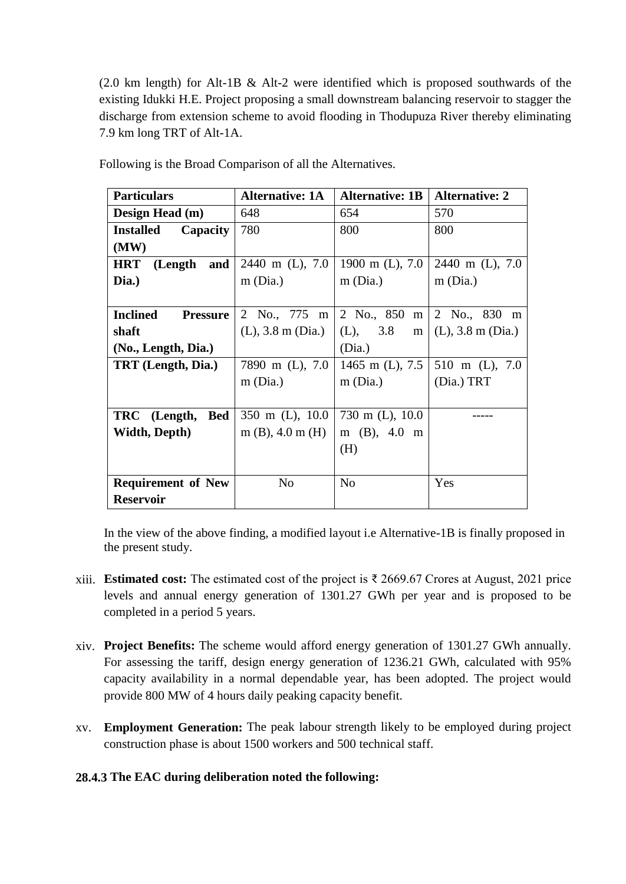(2.0 km length) for Alt-1B & Alt-2 were identified which is proposed southwards of the existing Idukki H.E. Project proposing a small downstream balancing reservoir to stagger the discharge from extension scheme to avoid flooding in Thodupuza River thereby eliminating 7.9 km long TRT of Alt-1A.

Following is the Broad Comparison of all the Alternatives.

| Particulars | Alternative: 1A | Alternative: 1B | Alternative: 2 |
|---|---|---|---|
| **Design Head (m)** | 648 | 654 | 570 |
| **Installed Capacity (MW)** | 780 | 800 | 800 |
| **HRT (Length and Dia.)** | 2440 m (L), 7.0 m (Dia.) | 1900 m (L), 7.0 m (Dia.) | 2440 m (L), 7.0 m (Dia.) |
| **Inclined Pressure shaft (No., Length, Dia.)** | 2 No., 775 m (L), 3.8 m (Dia.) | 2 No., 850 m (L), 3.8 m (Dia.) | 2 No., 830 m (L), 3.8 m (Dia.) |
| **TRT (Length, Dia.)** | 7890 m (L), 7.0 m (Dia.) | 1465 m (L), 7.5 m (Dia.) | 510 m (L), 7.0 (Dia.) TRT |
| **TRC (Length, Bed Width, Depth)** | 350 m (L), 10.0 m (B), 4.0 m (H) | 730 m (L), 10.0 m (B), 4.0 m (H) | ----- |
| **Requirement of New Reservoir** | No | No | Yes |

In the view of the above finding, a modified layout i.e Alternative-1B is finally proposed in the present study.

xiii. **Estimated cost:** The estimated cost of the project is ₹ 2669.67 Crores at August, 2021 price levels and annual energy generation of 1301.27 GWh per year and is proposed to be completed in a period 5 years.

xiv. **Project Benefits:** The scheme would afford energy generation of 1301.27 GWh annually. For assessing the tariff, design energy generation of 1236.21 GWh, calculated with 95% capacity availability in a normal dependable year, has been adopted. The project would provide 800 MW of 4 hours daily peaking capacity benefit.

xv. **Employment Generation:** The peak labour strength likely to be employed during project construction phase is about 1500 workers and 500 technical staff.

**28.4.3 The EAC during deliberation noted the following:**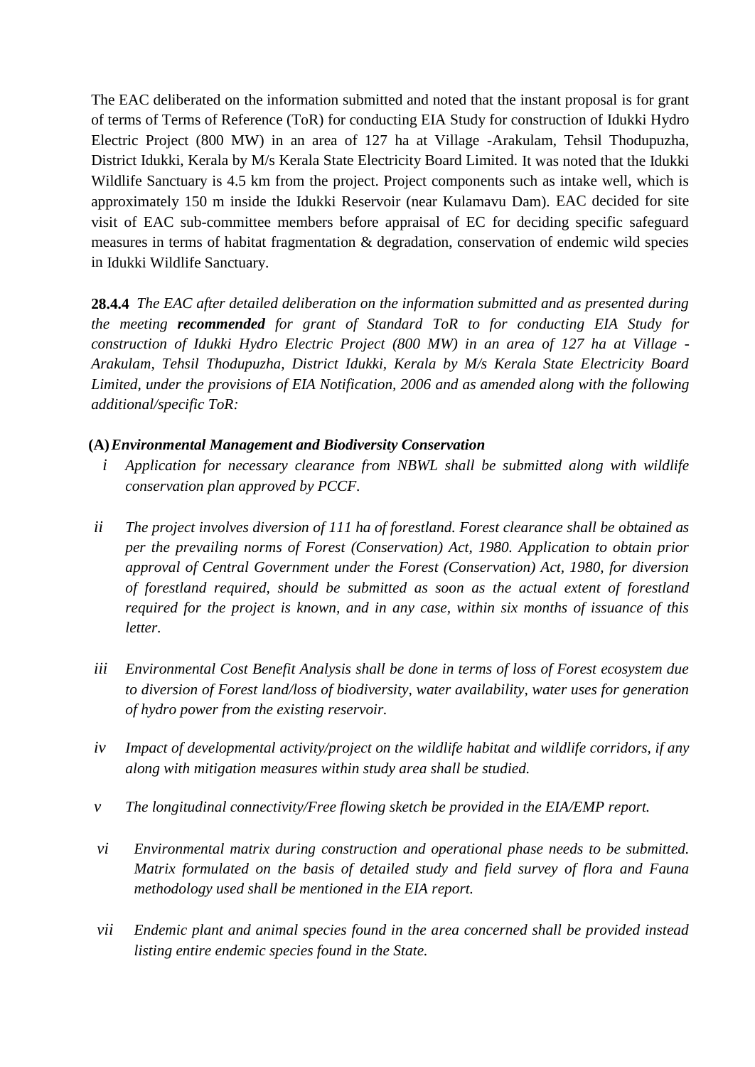The EAC deliberated on the information submitted and noted that the instant proposal is for grant of terms of Terms of Reference (ToR) for conducting EIA Study for construction of Idukki Hydro Electric Project (800 MW) in an area of 127 ha at Village -Arakulam, Tehsil Thodupuzha, District Idukki, Kerala by M/s Kerala State Electricity Board Limited. It was noted that the Idukki Wildlife Sanctuary is 4.5 km from the project. Project components such as intake well, which is approximately 150 m inside the Idukki Reservoir (near Kulamavu Dam). EAC decided for site visit of EAC sub-committee members before appraisal of EC for deciding specific safeguard measures in terms of habitat fragmentation & degradation, conservation of endemic wild species in Idukki Wildlife Sanctuary.

**28.4.4** *The EAC after detailed deliberation on the information submitted and as presented during the meeting* ***recommended*** *for grant of Standard ToR to for conducting EIA Study for construction of Idukki Hydro Electric Project (800 MW) in an area of 127 ha at Village - Arakulam, Tehsil Thodupuzha, District Idukki, Kerala by M/s Kerala State Electricity Board Limited, under the provisions of EIA Notification, 2006 and as amended along with the following additional/specific ToR:*

**(A)** ***Environmental Management and Biodiversity Conservation***

*i* *Application for necessary clearance from NBWL shall be submitted along with wildlife conservation plan approved by PCCF.*

*ii* *The project involves diversion of 111 ha of forestland. Forest clearance shall be obtained as per the prevailing norms of Forest (Conservation) Act, 1980. Application to obtain prior approval of Central Government under the Forest (Conservation) Act, 1980, for diversion of forestland required, should be submitted as soon as the actual extent of forestland required for the project is known, and in any case, within six months of issuance of this letter.*

*iii* *Environmental Cost Benefit Analysis shall be done in terms of loss of Forest ecosystem due to diversion of Forest land/loss of biodiversity, water availability, water uses for generation of hydro power from the existing reservoir.*

*iv* *Impact of developmental activity/project on the wildlife habitat and wildlife corridors, if any along with mitigation measures within study area shall be studied.*

*v* *The longitudinal connectivity/Free flowing sketch be provided in the EIA/EMP report.*

*vi* *Environmental matrix during construction and operational phase needs to be submitted. Matrix formulated on the basis of detailed study and field survey of flora and Fauna methodology used shall be mentioned in the EIA report.*

*vii* *Endemic plant and animal species found in the area concerned shall be provided instead listing entire endemic species found in the State.*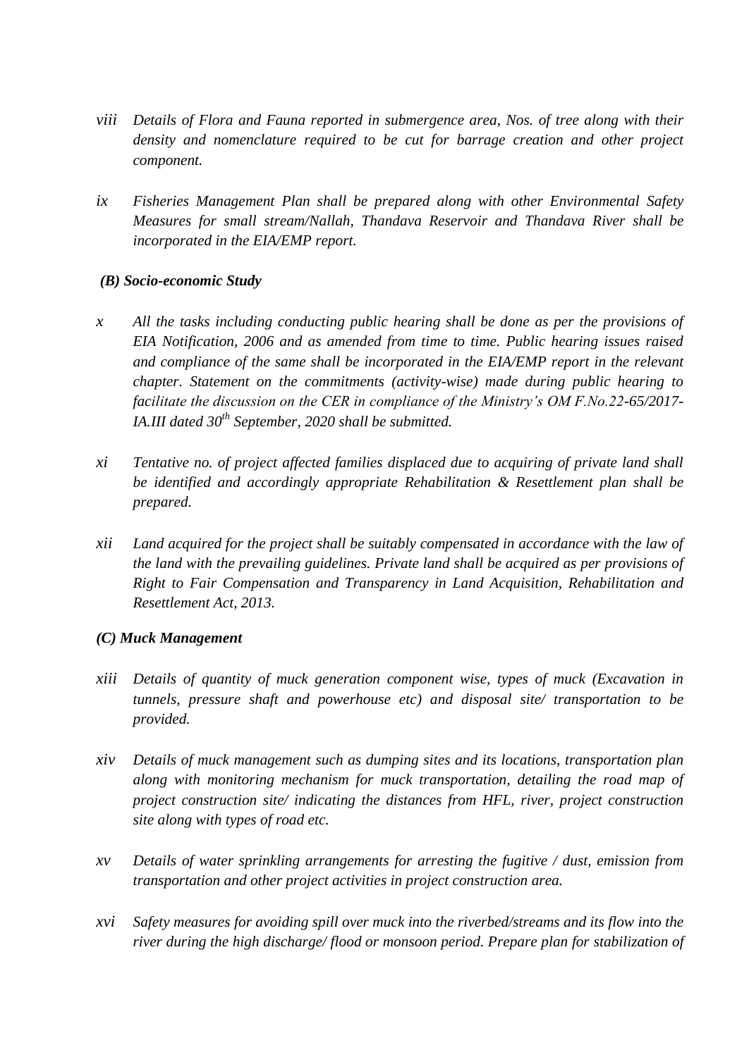*viii Details of Flora and Fauna reported in submergence area, Nos. of tree along with their density and nomenclature required to be cut for barrage creation and other project component.*

*ix Fisheries Management Plan shall be prepared along with other Environmental Safety Measures for small stream/Nallah, Thandava Reservoir and Thandava River shall be incorporated in the EIA/EMP report.*

***(B) Socio-economic Study***

*x All the tasks including conducting public hearing shall be done as per the provisions of EIA Notification, 2006 and as amended from time to time. Public hearing issues raised and compliance of the same shall be incorporated in the EIA/EMP report in the relevant chapter. Statement on the commitments (activity-wise) made during public hearing to facilitate the discussion on the CER in compliance of the Ministry's OM F.No.22-65/2017-IA.III dated 30th September, 2020 shall be submitted.*

*xi Tentative no. of project affected families displaced due to acquiring of private land shall be identified and accordingly appropriate Rehabilitation & Resettlement plan shall be prepared.*

*xii Land acquired for the project shall be suitably compensated in accordance with the law of the land with the prevailing guidelines. Private land shall be acquired as per provisions of Right to Fair Compensation and Transparency in Land Acquisition, Rehabilitation and Resettlement Act, 2013.*

***(C) Muck Management***

*xiii Details of quantity of muck generation component wise, types of muck (Excavation in tunnels, pressure shaft and powerhouse etc) and disposal site/ transportation to be provided.*

*xiv Details of muck management such as dumping sites and its locations, transportation plan along with monitoring mechanism for muck transportation, detailing the road map of project construction site/ indicating the distances from HFL, river, project construction site along with types of road etc.*

*xv Details of water sprinkling arrangements for arresting the fugitive / dust, emission from transportation and other project activities in project construction area.*

*xvi Safety measures for avoiding spill over muck into the riverbed/streams and its flow into the river during the high discharge/ flood or monsoon period. Prepare plan for stabilization of*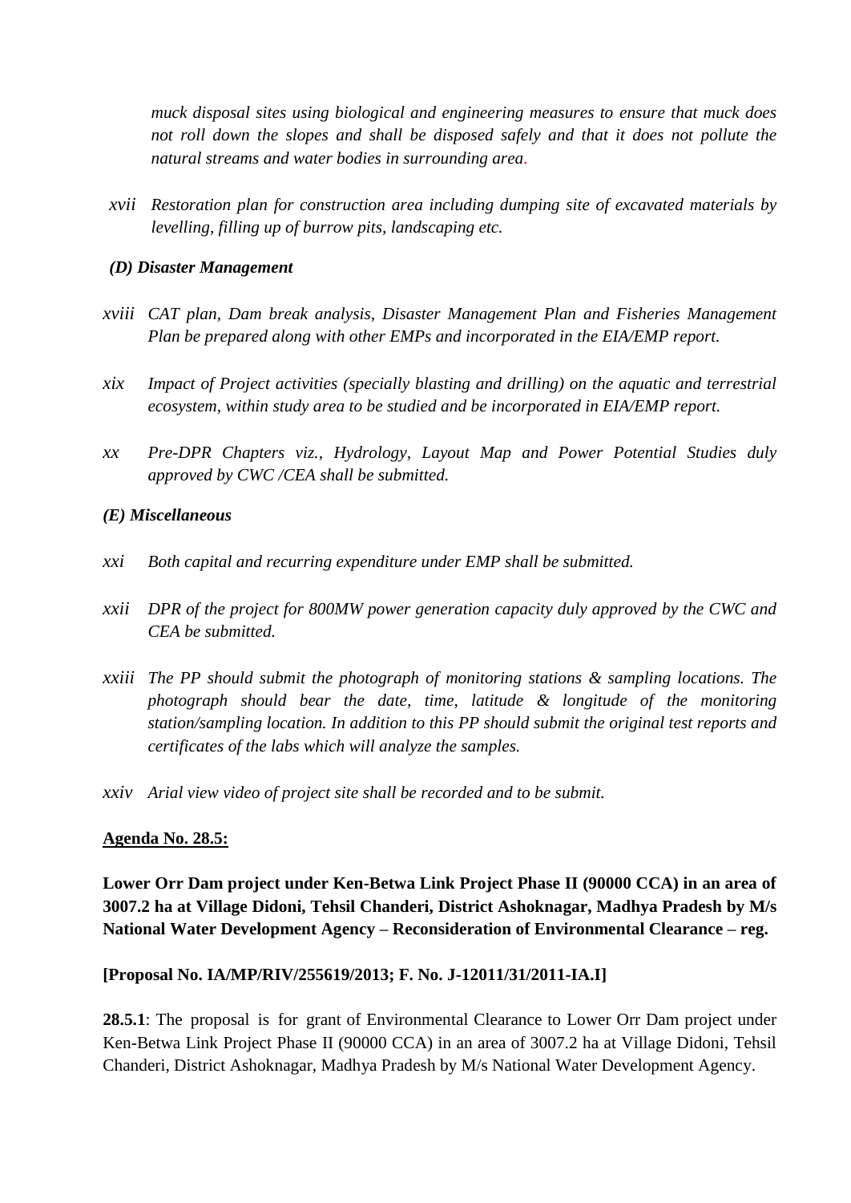*muck disposal sites using biological and engineering measures to ensure that muck does not roll down the slopes and shall be disposed safely and that it does not pollute the natural streams and water bodies in surrounding area.*

xvii *Restoration plan for construction area including dumping site of excavated materials by levelling, filling up of burrow pits, landscaping etc.*

***(D) Disaster Management***

xviii *CAT plan, Dam break analysis, Disaster Management Plan and Fisheries Management Plan be prepared along with other EMPs and incorporated in the EIA/EMP report.*

xix *Impact of Project activities (specially blasting and drilling) on the aquatic and terrestrial ecosystem, within study area to be studied and be incorporated in EIA/EMP report.*

xx *Pre-DPR Chapters viz., Hydrology, Layout Map and Power Potential Studies duly approved by CWC /CEA shall be submitted.*

***(E) Miscellaneous***

xxi *Both capital and recurring expenditure under EMP shall be submitted.*

xxii *DPR of the project for 800MW power generation capacity duly approved by the CWC and CEA be submitted.*

xxiii *The PP should submit the photograph of monitoring stations & sampling locations. The photograph should bear the date, time, latitude & longitude of the monitoring station/sampling location. In addition to this PP should submit the original test reports and certificates of the labs which will analyze the samples.*

xxiv *Arial view video of project site shall be recorded and to be submit.*

**<u>Agenda No. 28.5:</u>**

**Lower Orr Dam project under Ken-Betwa Link Project Phase II (90000 CCA) in an area of 3007.2 ha at Village Didoni, Tehsil Chanderi, District Ashoknagar, Madhya Pradesh by M/s National Water Development Agency – Reconsideration of Environmental Clearance – reg.**

**[Proposal No. IA/MP/RIV/255619/2013; F. No. J-12011/31/2011-IA.I]**

**28.5.1**: The proposal is for grant of Environmental Clearance to Lower Orr Dam project under Ken-Betwa Link Project Phase II (90000 CCA) in an area of 3007.2 ha at Village Didoni, Tehsil Chanderi, District Ashoknagar, Madhya Pradesh by M/s National Water Development Agency.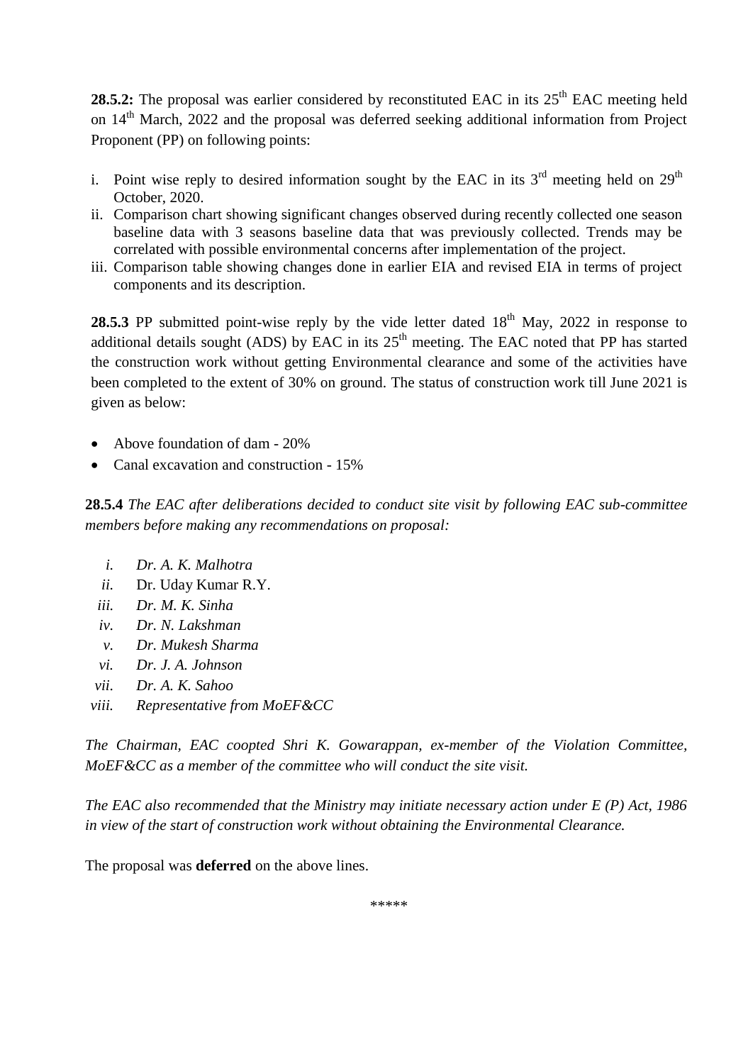**28.5.2:** The proposal was earlier considered by reconstituted EAC in its 25th EAC meeting held on 14th March, 2022 and the proposal was deferred seeking additional information from Project Proponent (PP) on following points:

i. Point wise reply to desired information sought by the EAC in its 3rd meeting held on 29th October, 2020.
ii. Comparison chart showing significant changes observed during recently collected one season baseline data with 3 seasons baseline data that was previously collected. Trends may be correlated with possible environmental concerns after implementation of the project.
iii. Comparison table showing changes done in earlier EIA and revised EIA in terms of project components and its description.

**28.5.3** PP submitted point-wise reply by the vide letter dated 18th May, 2022 in response to additional details sought (ADS) by EAC in its 25th meeting. The EAC noted that PP has started the construction work without getting Environmental clearance and some of the activities have been completed to the extent of 30% on ground. The status of construction work till June 2021 is given as below:

- Above foundation of dam - 20%
- Canal excavation and construction - 15%

**28.5.4** *The EAC after deliberations decided to conduct site visit by following EAC sub-committee members before making any recommendations on proposal:*

*i.* *Dr. A. K. Malhotra*
*ii.* Dr. Uday Kumar R.Y.
*iii.* *Dr. M. K. Sinha*
*iv.* *Dr. N. Lakshman*
*v.* *Dr. Mukesh Sharma*
*vi.* *Dr. J. A. Johnson*
*vii.* *Dr. A. K. Sahoo*
*viii.* *Representative from MoEF&CC*

*The Chairman, EAC coopted Shri K. Gowarappan, ex-member of the Violation Committee, MoEF&CC as a member of the committee who will conduct the site visit.*

*The EAC also recommended that the Ministry may initiate necessary action under E (P) Act, 1986 in view of the start of construction work without obtaining the Environmental Clearance.*

The proposal was **deferred** on the above lines.

*****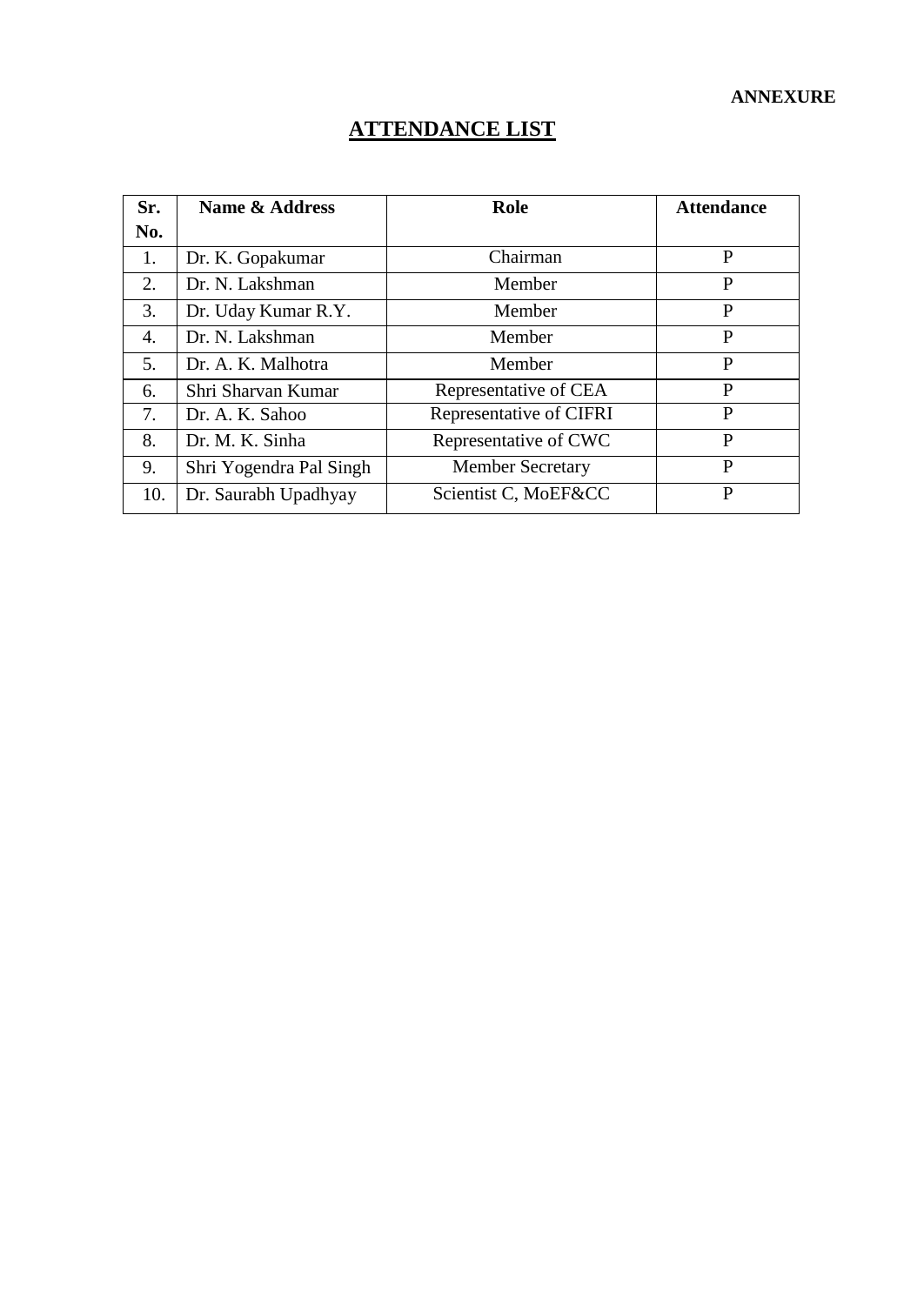**ANNEXURE**

# ATTENDANCE LIST

| Sr. No. | Name & Address | Role | Attendance |
|---|---|---|---|
| 1. | Dr. K. Gopakumar | Chairman | P |
| 2. | Dr. N. Lakshman | Member | P |
| 3. | Dr. Uday Kumar R.Y. | Member | P |
| 4. | Dr. N. Lakshman | Member | P |
| 5. | Dr. A. K. Malhotra | Member | P |
| 6. | Shri Sharvan Kumar | Representative of CEA | P |
| 7. | Dr. A. K. Sahoo | Representative of CIFRI | P |
| 8. | Dr. M. K. Sinha | Representative of CWC | P |
| 9. | Shri Yogendra Pal Singh | Member Secretary | P |
| 10. | Dr. Saurabh Upadhyay | Scientist C, MoEF&CC | P |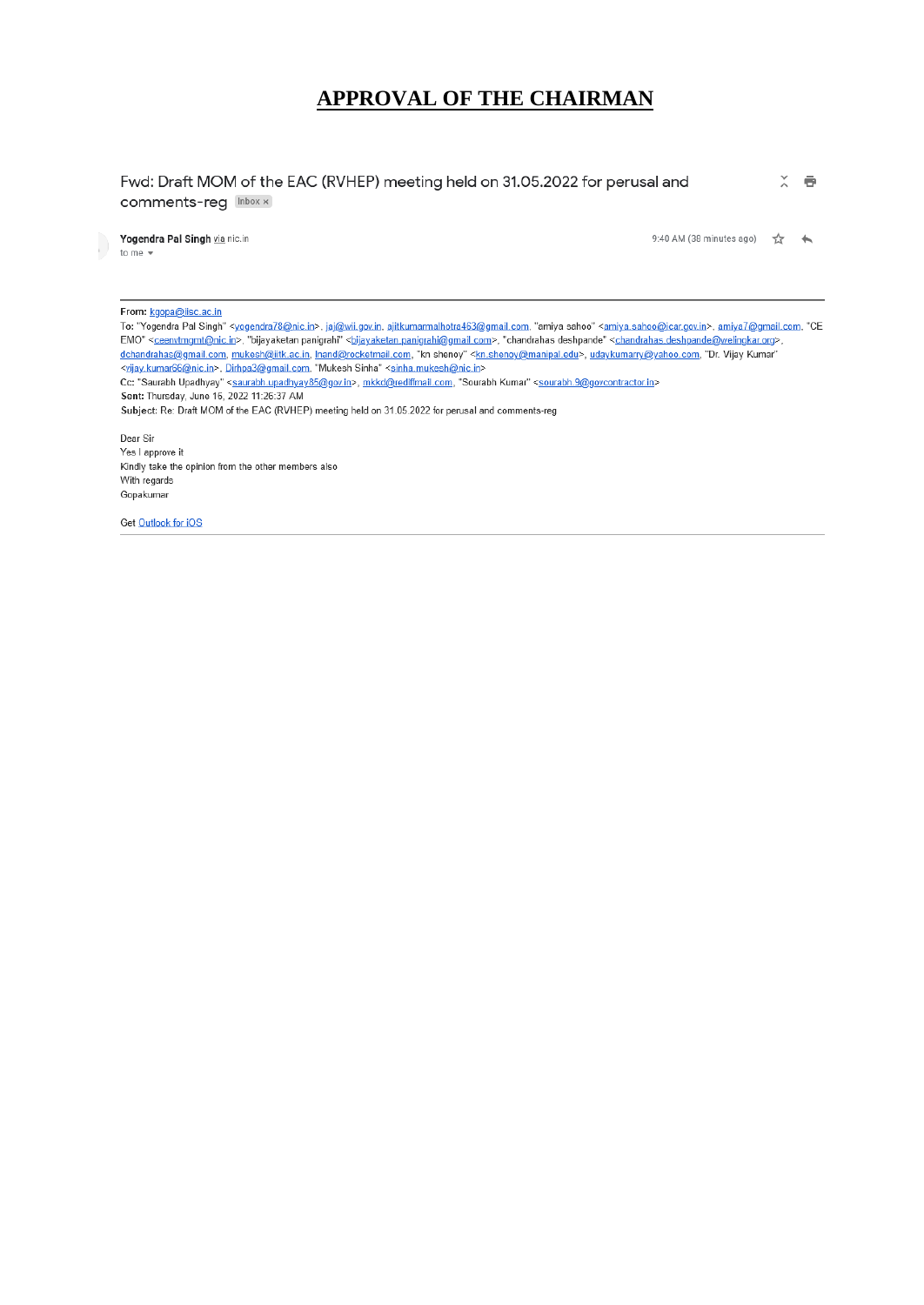# APPROVAL OF THE CHAIRMAN

Fwd: Draft MOM of the EAC (RVHEP) meeting held on 31.05.2022 for perusal and comments-reg Inbox ×

**Yogendra Pal Singh** via nic.in
to me

9:40 AM (38 minutes ago)

---

**From:** kgopa@iisc.ac.in
**To:** "Yogendra Pal Singh" <yogendra78@nic.in>, jaj@wii.gov.in, ajitkumarmalhotra463@gmail.com, "amiya sahoo" <amiya.sahoo@icar.gov.in>, amiya7@gmail.com, "CE EMO" <ceenvtmgmt@nic.in>, "bijayaketan panigrahi" <bijayaketan.panigrahi@gmail.com>, "chandrahas deshpande" <chandrahas.deshpande@welingkar.org>, dchandrahas@gmail.com, mukesh@iitk.ac.in, lnand@rocketmail.com, "kn shenoy" <kn.shenoy@manipal.edu>, udaykumarry@yahoo.com, "Dr. Vijay Kumar" <vijay.kumar66@nic.in>, Dirhpa3@gmail.com, "Mukesh Sinha" <sinha.mukesh@nic.in>
**Cc:** "Saurabh Upadhyay" <saurabh.upadhyay85@gov.in>, mkkd@rediffmail.com, "Sourabh Kumar" <sourabh.9@govcontractor.in>
**Sent:** Thursday, June 16, 2022 11:26:37 AM
**Subject:** Re: Draft MOM of the EAC (RVHEP) meeting held on 31.05.2022 for perusal and comments-reg

Dear Sir
Yes I approve it
Kindly take the opinion from the other members also
With regards
Gopakumar

Get Outlook for iOS